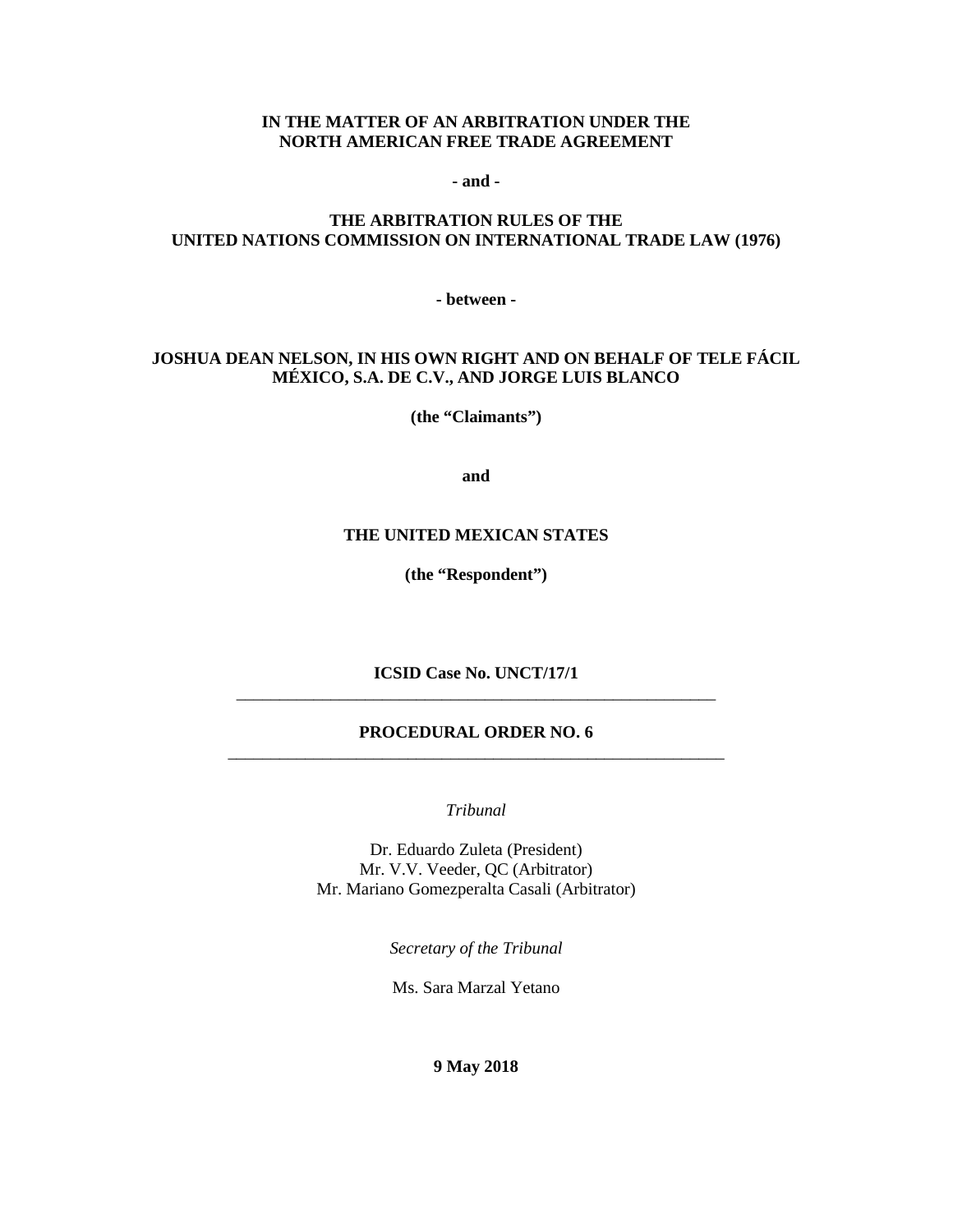**IN THE MATTER OF AN ARBITRATION UNDER THE NORTH AMERICAN FREE TRADE AGREEMENT**

**- and -**

**THE ARBITRATION RULES OF THE UNITED NATIONS COMMISSION ON INTERNATIONAL TRADE LAW (1976)**

**- between -**

**JOSHUA DEAN NELSON, IN HIS OWN RIGHT AND ON BEHALF OF TELE FÁCIL MÉXICO, S.A. DE C.V., AND JORGE LUIS BLANCO**

**(the "Claimants")**

**and**

**THE UNITED MEXICAN STATES**

**(the "Respondent")**

**ICSID Case No. UNCT/17/1**

---

# PROCEDURAL ORDER NO. 6

---

*Tribunal*

Dr. Eduardo Zuleta (President)
Mr. V.V. Veeder, QC (Arbitrator)
Mr. Mariano Gomezperalta Casali (Arbitrator)

*Secretary of the Tribunal*

Ms. Sara Marzal Yetano

**9 May 2018**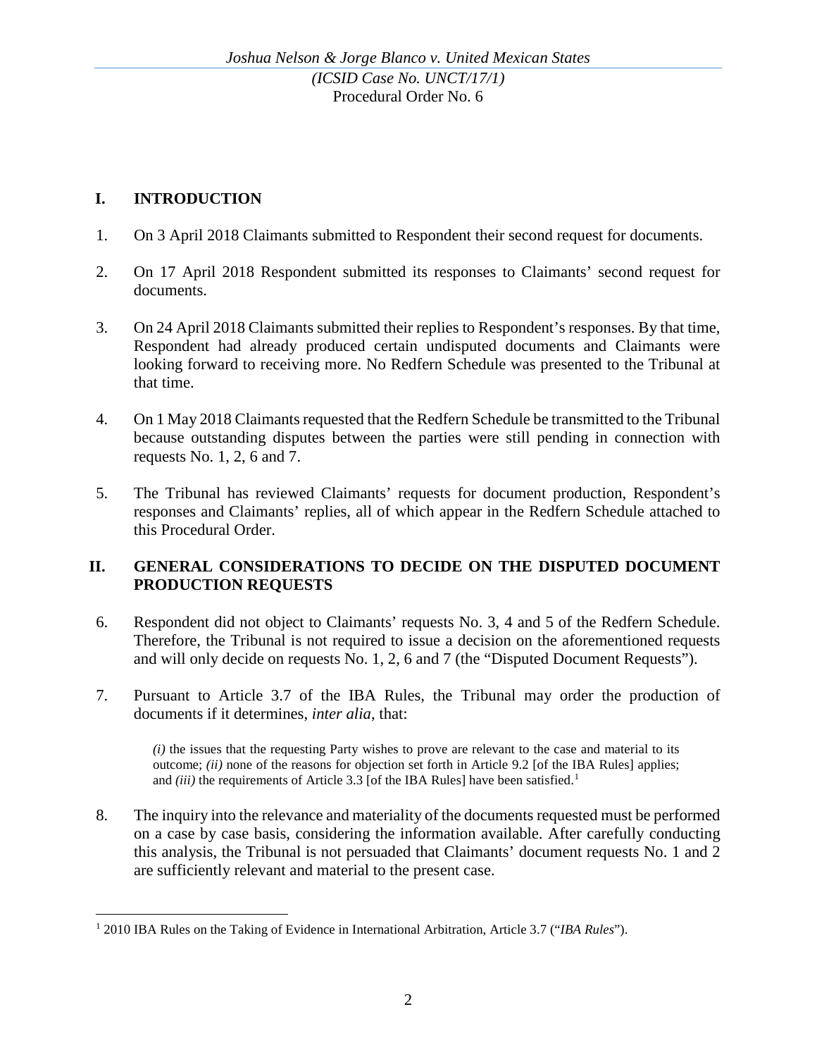## I. INTRODUCTION

1. On 3 April 2018 Claimants submitted to Respondent their second request for documents.

2. On 17 April 2018 Respondent submitted its responses to Claimants' second request for documents.

3. On 24 April 2018 Claimants submitted their replies to Respondent's responses. By that time, Respondent had already produced certain undisputed documents and Claimants were looking forward to receiving more. No Redfern Schedule was presented to the Tribunal at that time.

4. On 1 May 2018 Claimants requested that the Redfern Schedule be transmitted to the Tribunal because outstanding disputes between the parties were still pending in connection with requests No. 1, 2, 6 and 7.

5. The Tribunal has reviewed Claimants' requests for document production, Respondent's responses and Claimants' replies, all of which appear in the Redfern Schedule attached to this Procedural Order.

## II. GENERAL CONSIDERATIONS TO DECIDE ON THE DISPUTED DOCUMENT PRODUCTION REQUESTS

6. Respondent did not object to Claimants' requests No. 3, 4 and 5 of the Redfern Schedule. Therefore, the Tribunal is not required to issue a decision on the aforementioned requests and will only decide on requests No. 1, 2, 6 and 7 (the "Disputed Document Requests").

7. Pursuant to Article 3.7 of the IBA Rules, the Tribunal may order the production of documents if it determines, *inter alia*, that:

> *(i)* the issues that the requesting Party wishes to prove are relevant to the case and material to its outcome; *(ii)* none of the reasons for objection set forth in Article 9.2 [of the IBA Rules] applies; and *(iii)* the requirements of Article 3.3 [of the IBA Rules] have been satisfied.[1]

8. The inquiry into the relevance and materiality of the documents requested must be performed on a case by case basis, considering the information available. After carefully conducting this analysis, the Tribunal is not persuaded that Claimants' document requests No. 1 and 2 are sufficiently relevant and material to the present case.

[1] 2010 IBA Rules on the Taking of Evidence in International Arbitration, Article 3.7 ("*IBA Rules*").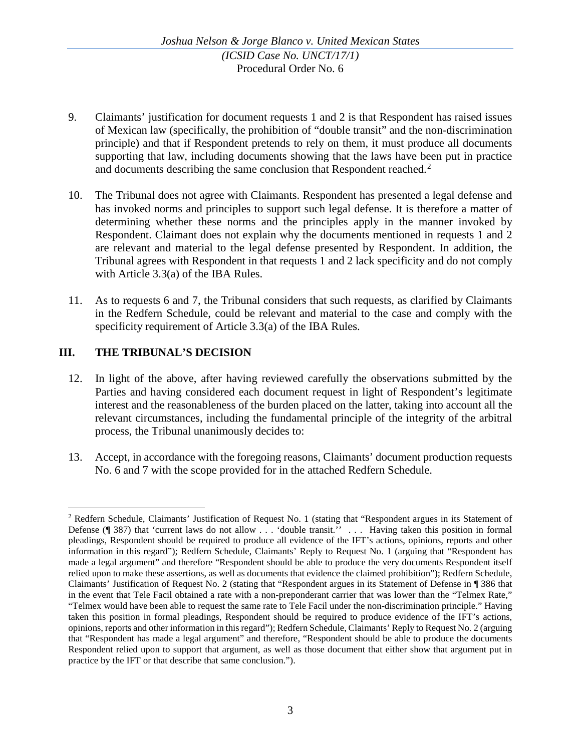9. Claimants' justification for document requests 1 and 2 is that Respondent has raised issues of Mexican law (specifically, the prohibition of "double transit" and the non-discrimination principle) and that if Respondent pretends to rely on them, it must produce all documents supporting that law, including documents showing that the laws have been put in practice and documents describing the same conclusion that Respondent reached.[2]

10. The Tribunal does not agree with Claimants. Respondent has presented a legal defense and has invoked norms and principles to support such legal defense. It is therefore a matter of determining whether these norms and the principles apply in the manner invoked by Respondent. Claimant does not explain why the documents mentioned in requests 1 and 2 are relevant and material to the legal defense presented by Respondent. In addition, the Tribunal agrees with Respondent in that requests 1 and 2 lack specificity and do not comply with Article 3.3(a) of the IBA Rules.

11. As to requests 6 and 7, the Tribunal considers that such requests, as clarified by Claimants in the Redfern Schedule, could be relevant and material to the case and comply with the specificity requirement of Article 3.3(a) of the IBA Rules.

## III. THE TRIBUNAL'S DECISION

12. In light of the above, after having reviewed carefully the observations submitted by the Parties and having considered each document request in light of Respondent's legitimate interest and the reasonableness of the burden placed on the latter, taking into account all the relevant circumstances, including the fundamental principle of the integrity of the arbitral process, the Tribunal unanimously decides to:

13. Accept, in accordance with the foregoing reasons, Claimants' document production requests No. 6 and 7 with the scope provided for in the attached Redfern Schedule.

---

[2] Redfern Schedule, Claimants' Justification of Request No. 1 (stating that "Respondent argues in its Statement of Defense (¶ 387) that 'current laws do not allow . . . 'double transit.'' . . . Having taken this position in formal pleadings, Respondent should be required to produce all evidence of the IFT's actions, opinions, reports and other information in this regard"); Redfern Schedule, Claimants' Reply to Request No. 1 (arguing that "Respondent has made a legal argument" and therefore "Respondent should be able to produce the very documents Respondent itself relied upon to make these assertions, as well as documents that evidence the claimed prohibition"); Redfern Schedule, Claimants' Justification of Request No. 2 (stating that "Respondent argues in its Statement of Defense in ¶ 386 that in the event that Tele Facil obtained a rate with a non-preponderant carrier that was lower than the "Telmex Rate," "Telmex would have been able to request the same rate to Tele Facil under the non-discrimination principle." Having taken this position in formal pleadings, Respondent should be required to produce evidence of the IFT's actions, opinions, reports and other information in this regard"); Redfern Schedule, Claimants' Reply to Request No. 2 (arguing that "Respondent has made a legal argument" and therefore, "Respondent should be able to produce the documents Respondent relied upon to support that argument, as well as those document that either show that argument put in practice by the IFT or that describe that same conclusion.").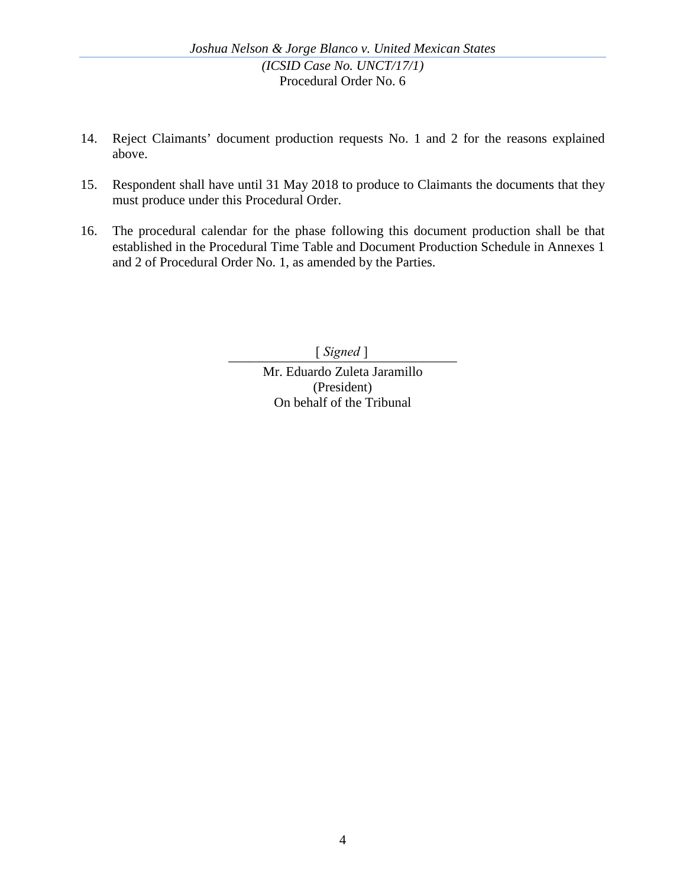14. Reject Claimants' document production requests No. 1 and 2 for the reasons explained above.

15. Respondent shall have until 31 May 2018 to produce to Claimants the documents that they must produce under this Procedural Order.

16. The procedural calendar for the phase following this document production shall be that established in the Procedural Time Table and Document Production Schedule in Annexes 1 and 2 of Procedural Order No. 1, as amended by the Parties.

[ *Signed* ]

Mr. Eduardo Zuleta Jaramillo
(President)
On behalf of the Tribunal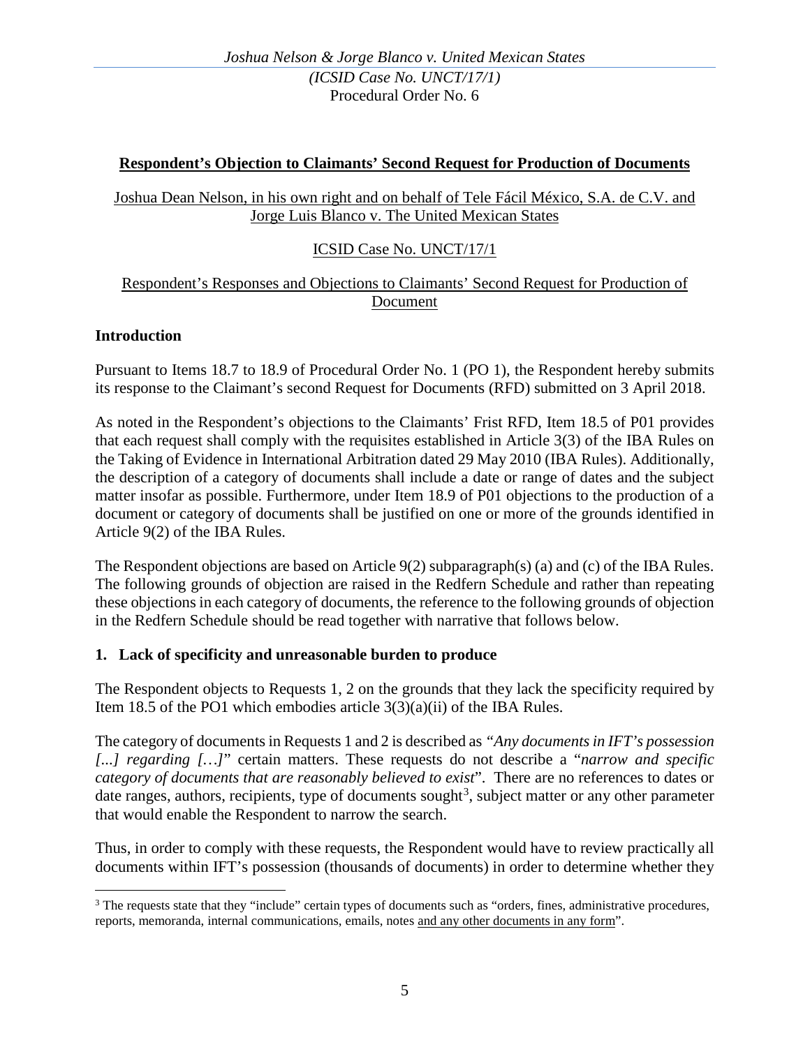**Respondent's Objection to Claimants' Second Request for Production of Documents**

Joshua Dean Nelson, in his own right and on behalf of Tele Fácil México, S.A. de C.V. and Jorge Luis Blanco v. The United Mexican States

ICSID Case No. UNCT/17/1

Respondent's Responses and Objections to Claimants' Second Request for Production of Document

**Introduction**

Pursuant to Items 18.7 to 18.9 of Procedural Order No. 1 (PO 1), the Respondent hereby submits its response to the Claimant's second Request for Documents (RFD) submitted on 3 April 2018.

As noted in the Respondent's objections to the Claimants' Frist RFD, Item 18.5 of P01 provides that each request shall comply with the requisites established in Article 3(3) of the IBA Rules on the Taking of Evidence in International Arbitration dated 29 May 2010 (IBA Rules). Additionally, the description of a category of documents shall include a date or range of dates and the subject matter insofar as possible. Furthermore, under Item 18.9 of P01 objections to the production of a document or category of documents shall be justified on one or more of the grounds identified in Article 9(2) of the IBA Rules.

The Respondent objections are based on Article 9(2) subparagraph(s) (a) and (c) of the IBA Rules. The following grounds of objection are raised in the Redfern Schedule and rather than repeating these objections in each category of documents, the reference to the following grounds of objection in the Redfern Schedule should be read together with narrative that follows below.

**1. Lack of specificity and unreasonable burden to produce**

The Respondent objects to Requests 1, 2 on the grounds that they lack the specificity required by Item 18.5 of the PO1 which embodies article 3(3)(a)(ii) of the IBA Rules.

The category of documents in Requests 1 and 2 is described as *"Any documents in IFT's possession [...] regarding [...]"* certain matters. These requests do not describe a "*narrow and specific category of documents that are reasonably believed to exist*". There are no references to dates or date ranges, authors, recipients, type of documents sought[3], subject matter or any other parameter that would enable the Respondent to narrow the search.

Thus, in order to comply with these requests, the Respondent would have to review practically all documents within IFT's possession (thousands of documents) in order to determine whether they

[3] The requests state that they "include" certain types of documents such as "orders, fines, administrative procedures, reports, memoranda, internal communications, emails, notes and any other documents in any form".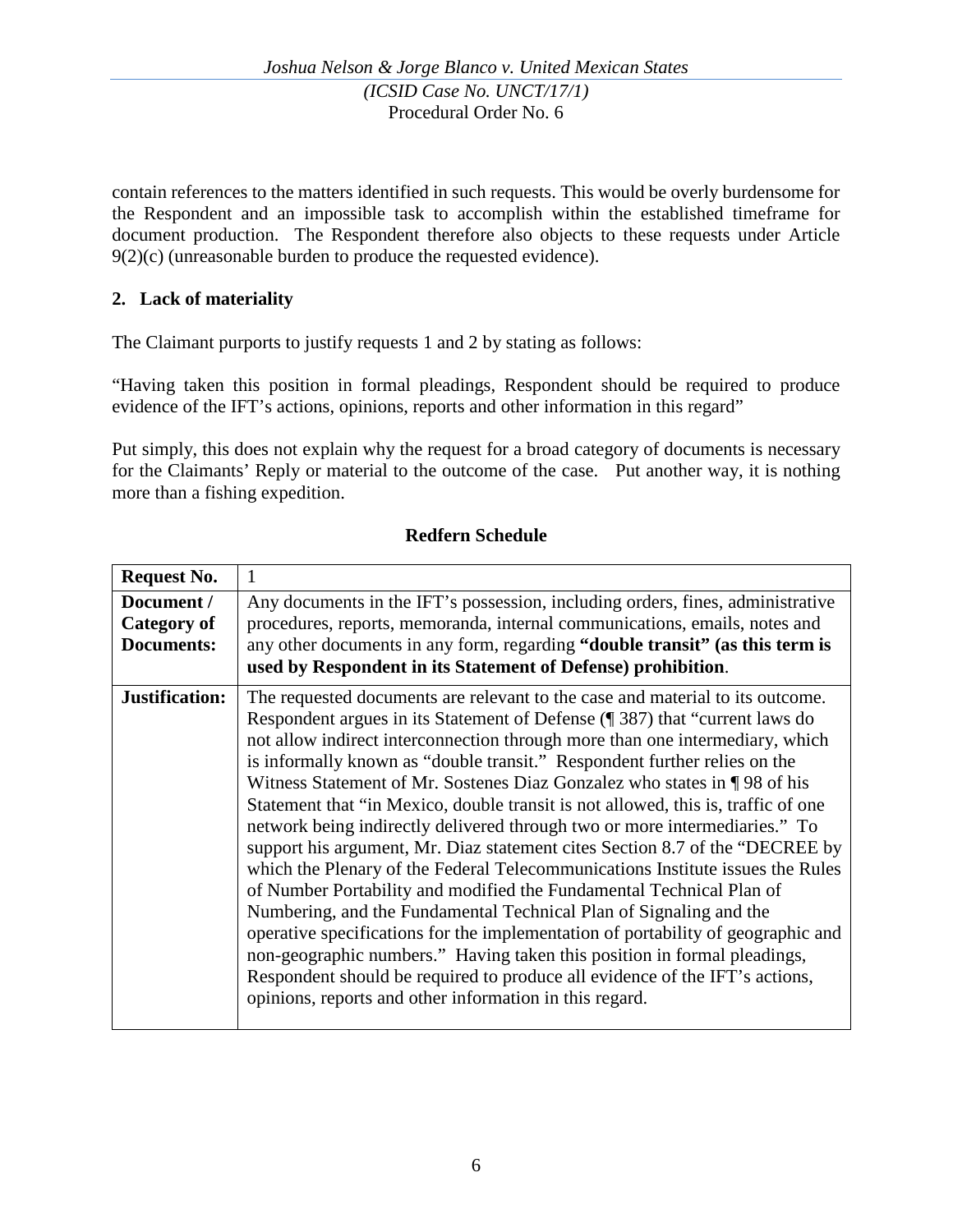contain references to the matters identified in such requests. This would be overly burdensome for the Respondent and an impossible task to accomplish within the established timeframe for document production. The Respondent therefore also objects to these requests under Article 9(2)(c) (unreasonable burden to produce the requested evidence).

## 2. Lack of materiality

The Claimant purports to justify requests 1 and 2 by stating as follows:

"Having taken this position in formal pleadings, Respondent should be required to produce evidence of the IFT's actions, opinions, reports and other information in this regard"

Put simply, this does not explain why the request for a broad category of documents is necessary for the Claimants' Reply or material to the outcome of the case. Put another way, it is nothing more than a fishing expedition.

### Redfern Schedule

| **Request No.** | 1 |
|---|---|
| **Document / Category of Documents:** | Any documents in the IFT's possession, including orders, fines, administrative procedures, reports, memoranda, internal communications, emails, notes and any other documents in any form, regarding **"double transit" (as this term is used by Respondent in its Statement of Defense) prohibition**. |
| **Justification:** | The requested documents are relevant to the case and material to its outcome. Respondent argues in its Statement of Defense (¶ 387) that "current laws do not allow indirect interconnection through more than one intermediary, which is informally known as "double transit." Respondent further relies on the Witness Statement of Mr. Sostenes Diaz Gonzalez who states in ¶ 98 of his Statement that "in Mexico, double transit is not allowed, this is, traffic of one network being indirectly delivered through two or more intermediaries." To support his argument, Mr. Diaz statement cites Section 8.7 of the "DECREE by which the Plenary of the Federal Telecommunications Institute issues the Rules of Number Portability and modified the Fundamental Technical Plan of Numbering, and the Fundamental Technical Plan of Signaling and the operative specifications for the implementation of portability of geographic and non-geographic numbers." Having taken this position in formal pleadings, Respondent should be required to produce all evidence of the IFT's actions, opinions, reports and other information in this regard. |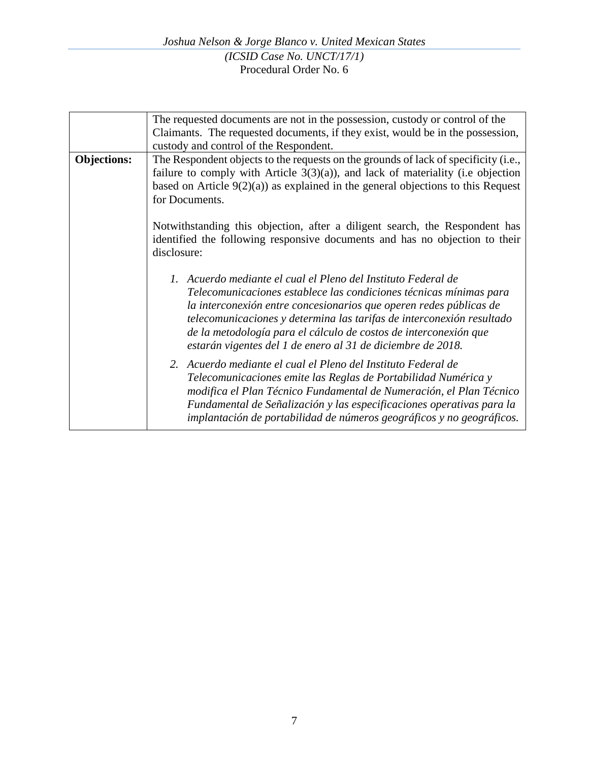| | |
|---|---|
| | The requested documents are not in the possession, custody or control of the Claimants. The requested documents, if they exist, would be in the possession, custody and control of the Respondent. |
| **Objections:** | The Respondent objects to the requests on the grounds of lack of specificity (i.e., failure to comply with Article 3(3)(a)), and lack of materiality (i.e objection based on Article 9(2)(a)) as explained in the general objections to this Request for Documents.<br><br>Notwithstanding this objection, after a diligent search, the Respondent has identified the following responsive documents and has no objection to their disclosure:<br><br>1. *Acuerdo mediante el cual el Pleno del Instituto Federal de Telecomunicaciones establece las condiciones técnicas mínimas para la interconexión entre concesionarios que operen redes públicas de telecomunicaciones y determina las tarifas de interconexión resultado de la metodología para el cálculo de costos de interconexión que estarán vigentes del 1 de enero al 31 de diciembre de 2018.*<br>2. *Acuerdo mediante el cual el Pleno del Instituto Federal de Telecomunicaciones emite las Reglas de Portabilidad Numérica y modifica el Plan Técnico Fundamental de Numeración, el Plan Técnico Fundamental de Señalización y las especificaciones operativas para la implantación de portabilidad de números geográficos y no geográficos.* |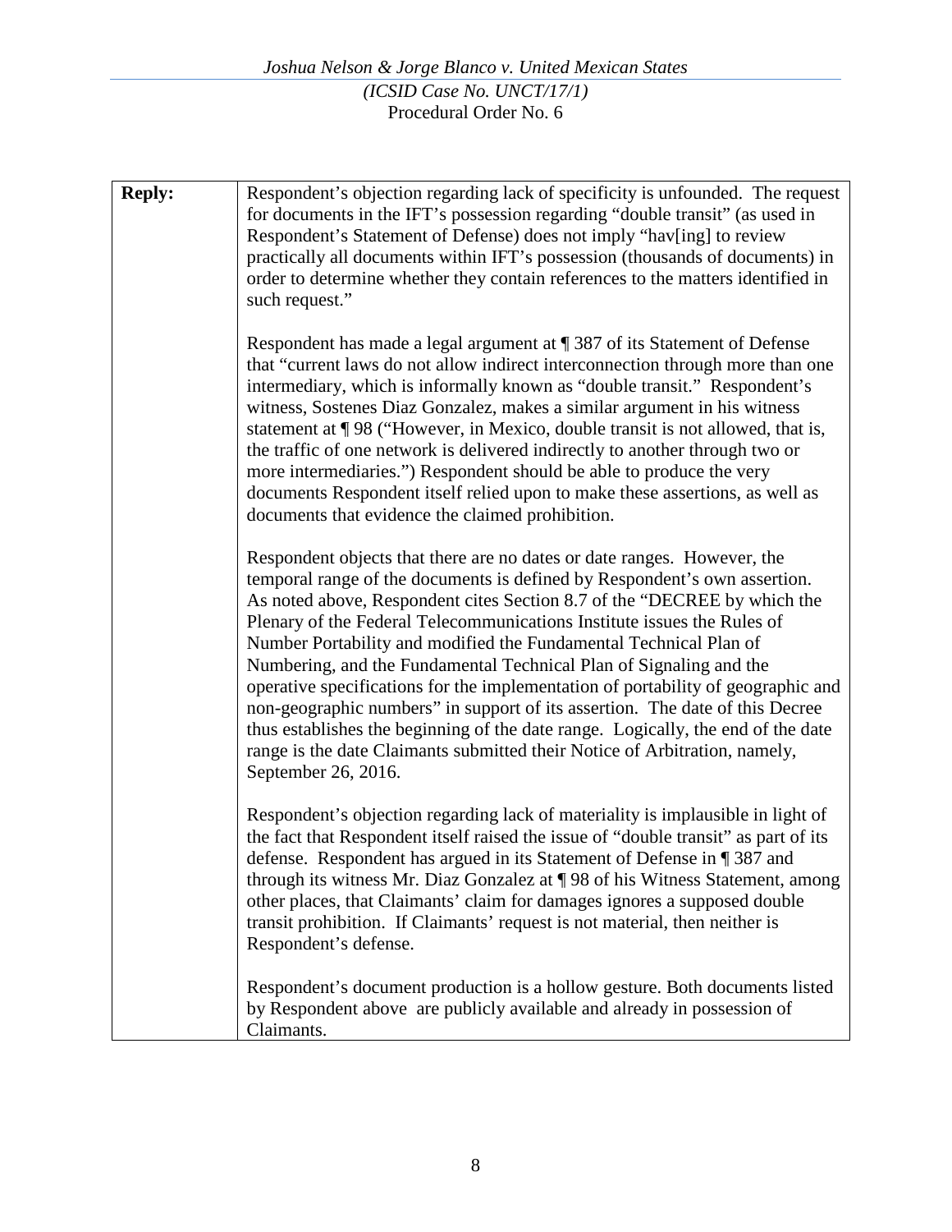| **Reply:** | Respondent's objection regarding lack of specificity is unfounded. The request for documents in the IFT's possession regarding "double transit" (as used in Respondent's Statement of Defense) does not imply "hav[ing] to review practically all documents within IFT's possession (thousands of documents) in order to determine whether they contain references to the matters identified in such request."<br><br>Respondent has made a legal argument at ¶ 387 of its Statement of Defense that "current laws do not allow indirect interconnection through more than one intermediary, which is informally known as "double transit." Respondent's witness, Sostenes Diaz Gonzalez, makes a similar argument in his witness statement at ¶ 98 ("However, in Mexico, double transit is not allowed, that is, the traffic of one network is delivered indirectly to another through two or more intermediaries.") Respondent should be able to produce the very documents Respondent itself relied upon to make these assertions, as well as documents that evidence the claimed prohibition.<br><br>Respondent objects that there are no dates or date ranges. However, the temporal range of the documents is defined by Respondent's own assertion. As noted above, Respondent cites Section 8.7 of the "DECREE by which the Plenary of the Federal Telecommunications Institute issues the Rules of Number Portability and modified the Fundamental Technical Plan of Numbering, and the Fundamental Technical Plan of Signaling and the operative specifications for the implementation of portability of geographic and non-geographic numbers" in support of its assertion. The date of this Decree thus establishes the beginning of the date range. Logically, the end of the date range is the date Claimants submitted their Notice of Arbitration, namely, September 26, 2016.<br><br>Respondent's objection regarding lack of materiality is implausible in light of the fact that Respondent itself raised the issue of "double transit" as part of its defense. Respondent has argued in its Statement of Defense in ¶ 387 and through its witness Mr. Diaz Gonzalez at ¶ 98 of his Witness Statement, among other places, that Claimants' claim for damages ignores a supposed double transit prohibition. If Claimants' request is not material, then neither is Respondent's defense.<br><br>Respondent's document production is a hollow gesture. Both documents listed by Respondent above are publicly available and already in possession of Claimants. |
|---|---|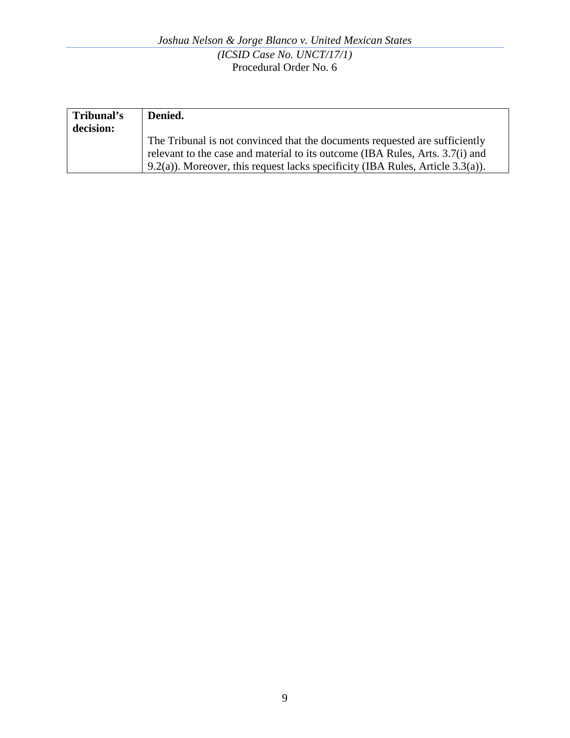| **Tribunal's decision:** | **Denied.**<br><br>The Tribunal is not convinced that the documents requested are sufficiently relevant to the case and material to its outcome (IBA Rules, Arts. 3.7(i) and 9.2(a)). Moreover, this request lacks specificity (IBA Rules, Article 3.3(a)). |
|---|---|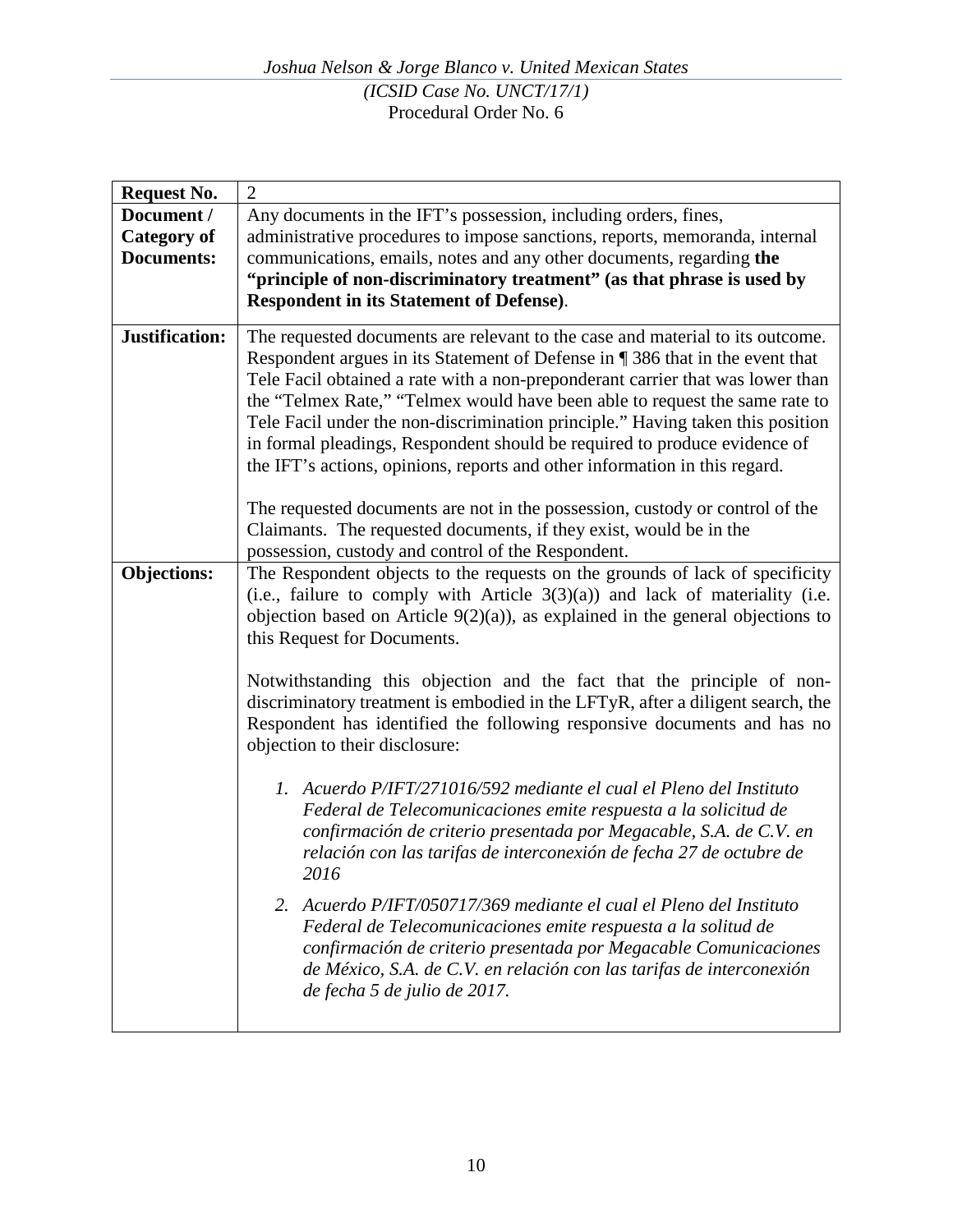| Request No. | 2 |
|---|---|
| **Document / Category of Documents:** | Any documents in the IFT's possession, including orders, fines, administrative procedures to impose sanctions, reports, memoranda, internal communications, emails, notes and any other documents, regarding **the "principle of non-discriminatory treatment" (as that phrase is used by Respondent in its Statement of Defense)**. |
| **Justification:** | The requested documents are relevant to the case and material to its outcome. Respondent argues in its Statement of Defense in ¶ 386 that in the event that Tele Facil obtained a rate with a non-preponderant carrier that was lower than the "Telmex Rate," "Telmex would have been able to request the same rate to Tele Facil under the non-discrimination principle." Having taken this position in formal pleadings, Respondent should be required to produce evidence of the IFT's actions, opinions, reports and other information in this regard.<br><br>The requested documents are not in the possession, custody or control of the Claimants. The requested documents, if they exist, would be in the possession, custody and control of the Respondent. |
| **Objections:** | The Respondent objects to the requests on the grounds of lack of specificity (i.e., failure to comply with Article 3(3)(a)) and lack of materiality (i.e. objection based on Article 9(2)(a)), as explained in the general objections to this Request for Documents.<br><br>Notwithstanding this objection and the fact that the principle of non-discriminatory treatment is embodied in the LFTyR, after a diligent search, the Respondent has identified the following responsive documents and has no objection to their disclosure:<br><br>1. *Acuerdo P/IFT/271016/592 mediante el cual el Pleno del Instituto Federal de Telecomunicaciones emite respuesta a la solicitud de confirmación de criterio presentada por Megacable, S.A. de C.V. en relación con las tarifas de interconexión de fecha 27 de octubre de 2016*<br><br>2. *Acuerdo P/IFT/050717/369 mediante el cual el Pleno del Instituto Federal de Telecomunicaciones emite respuesta a la solitud de confirmación de criterio presentada por Megacable Comunicaciones de México, S.A. de C.V. en relación con las tarifas de interconexión de fecha 5 de julio de 2017.* |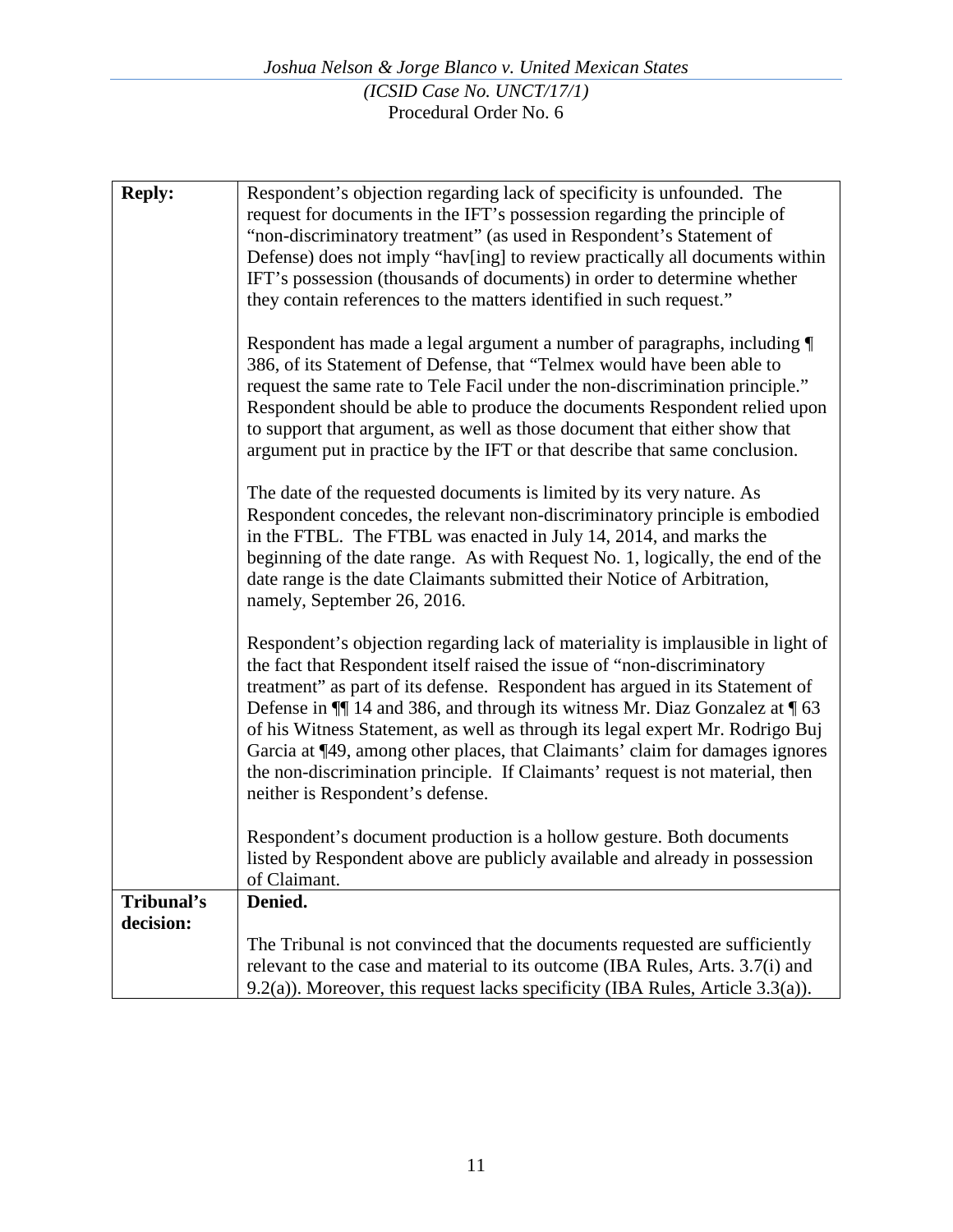| **Reply:** | Respondent's objection regarding lack of specificity is unfounded. The request for documents in the IFT's possession regarding the principle of "non-discriminatory treatment" (as used in Respondent's Statement of Defense) does not imply "hav[ing] to review practically all documents within IFT's possession (thousands of documents) in order to determine whether they contain references to the matters identified in such request."<br><br>Respondent has made a legal argument a number of paragraphs, including ¶ 386, of its Statement of Defense, that "Telmex would have been able to request the same rate to Tele Facil under the non-discrimination principle." Respondent should be able to produce the documents Respondent relied upon to support that argument, as well as those document that either show that argument put in practice by the IFT or that describe that same conclusion.<br><br>The date of the requested documents is limited by its very nature. As Respondent concedes, the relevant non-discriminatory principle is embodied in the FTBL. The FTBL was enacted in July 14, 2014, and marks the beginning of the date range. As with Request No. 1, logically, the end of the date range is the date Claimants submitted their Notice of Arbitration, namely, September 26, 2016.<br><br>Respondent's objection regarding lack of materiality is implausible in light of the fact that Respondent itself raised the issue of "non-discriminatory treatment" as part of its defense. Respondent has argued in its Statement of Defense in ¶¶ 14 and 386, and through its witness Mr. Diaz Gonzalez at ¶ 63 of his Witness Statement, as well as through its legal expert Mr. Rodrigo Buj Garcia at ¶49, among other places, that Claimants' claim for damages ignores the non-discrimination principle. If Claimants' request is not material, then neither is Respondent's defense.<br><br>Respondent's document production is a hollow gesture. Both documents listed by Respondent above are publicly available and already in possession of Claimant. |
|---|---|
| **Tribunal's decision:** | **Denied.**<br><br>The Tribunal is not convinced that the documents requested are sufficiently relevant to the case and material to its outcome (IBA Rules, Arts. 3.7(i) and 9.2(a)). Moreover, this request lacks specificity (IBA Rules, Article 3.3(a)). |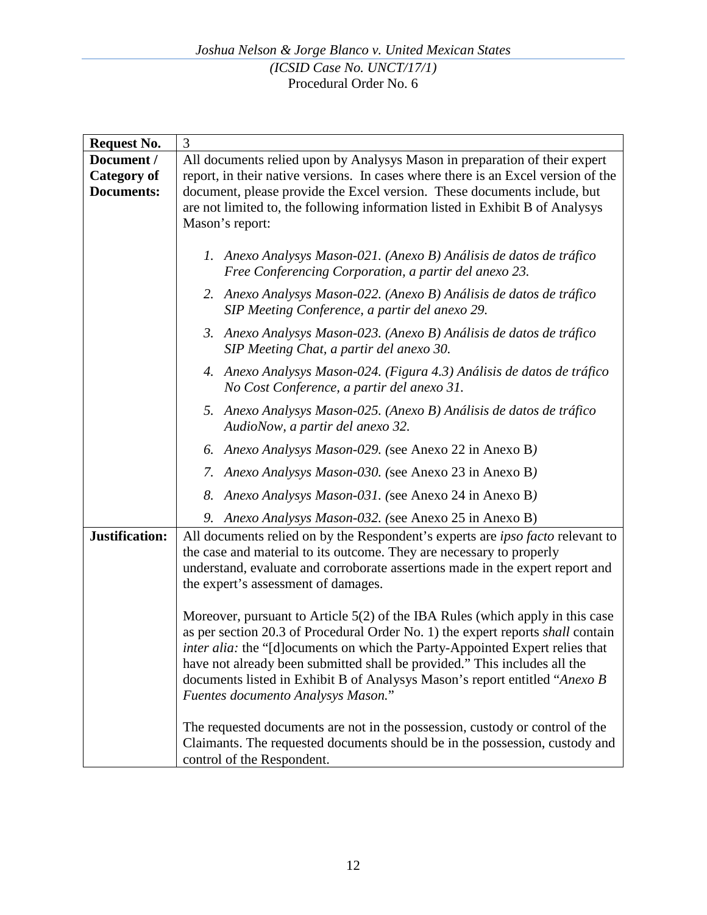| Request No. | 3 |
|---|---|
| **Document / Category of Documents:** | All documents relied upon by Analysys Mason in preparation of their expert report, in their native versions. In cases where there is an Excel version of the document, please provide the Excel version. These documents include, but are not limited to, the following information listed in Exhibit B of Analysys Mason's report:<br><br>1. *Anexo Analysys Mason-021. (Anexo B) Análisis de datos de tráfico Free Conferencing Corporation, a partir del anexo 23.*<br>2. *Anexo Analysys Mason-022. (Anexo B) Análisis de datos de tráfico SIP Meeting Conference, a partir del anexo 29.*<br>3. *Anexo Analysys Mason-023. (Anexo B) Análisis de datos de tráfico SIP Meeting Chat, a partir del anexo 30.*<br>4. *Anexo Analysys Mason-024. (Figura 4.3) Análisis de datos de tráfico No Cost Conference, a partir del anexo 31.*<br>5. *Anexo Analysys Mason-025. (Anexo B) Análisis de datos de tráfico AudioNow, a partir del anexo 32.*<br>6. *Anexo Analysys Mason-029. (*see Anexo 22 in Anexo B*)*<br>7. *Anexo Analysys Mason-030. (*see Anexo 23 in Anexo B*)*<br>8. *Anexo Analysys Mason-031. (*see Anexo 24 in Anexo B*)*<br>9. *Anexo Analysys Mason-032. (*see Anexo 25 in Anexo B) |
| **Justification:** | All documents relied on by the Respondent's experts are *ipso facto* relevant to the case and material to its outcome. They are necessary to properly understand, evaluate and corroborate assertions made in the expert report and the expert's assessment of damages.<br><br>Moreover, pursuant to Article 5(2) of the IBA Rules (which apply in this case as per section 20.3 of Procedural Order No. 1) the expert reports *shall* contain *inter alia:* the "[d]ocuments on which the Party-Appointed Expert relies that have not already been submitted shall be provided." This includes all the documents listed in Exhibit B of Analysys Mason's report entitled "*Anexo B Fuentes documento Analysys Mason.*"<br><br>The requested documents are not in the possession, custody or control of the Claimants. The requested documents should be in the possession, custody and control of the Respondent. |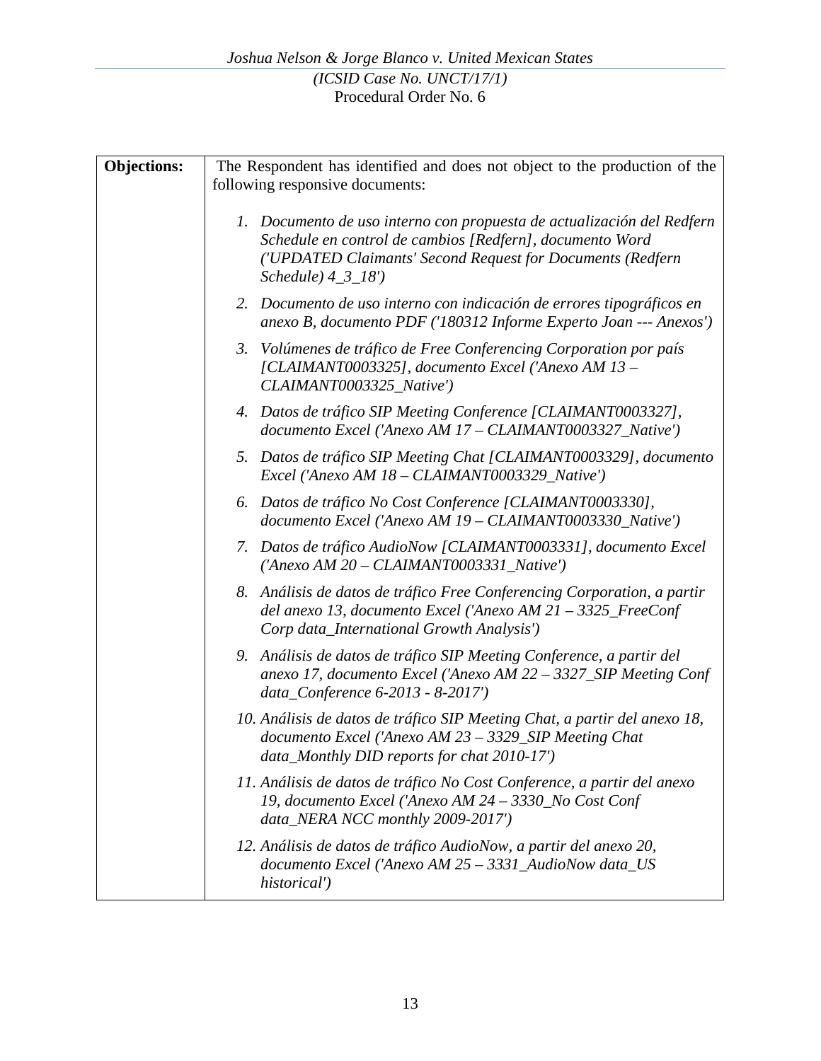| **Objections:** | The Respondent has identified and does not object to the production of the following responsive documents:<br><br>1. *Documento de uso interno con propuesta de actualización del Redfern Schedule en control de cambios [Redfern], documento Word ('UPDATED Claimants' Second Request for Documents (Redfern Schedule) 4_3_18')*<br>2. *Documento de uso interno con indicación de errores tipográficos en anexo B, documento PDF ('180312 Informe Experto Joan --- Anexos')*<br>3. *Volúmenes de tráfico de Free Conferencing Corporation por país [CLAIMANT0003325], documento Excel ('Anexo AM 13 – CLAIMANT0003325_Native')*<br>4. *Datos de tráfico SIP Meeting Conference [CLAIMANT0003327], documento Excel ('Anexo AM 17 – CLAIMANT0003327_Native')*<br>5. *Datos de tráfico SIP Meeting Chat [CLAIMANT0003329], documento Excel ('Anexo AM 18 – CLAIMANT0003329_Native')*<br>6. *Datos de tráfico No Cost Conference [CLAIMANT0003330], documento Excel ('Anexo AM 19 – CLAIMANT0003330_Native')*<br>7. *Datos de tráfico AudioNow [CLAIMANT0003331], documento Excel ('Anexo AM 20 – CLAIMANT0003331_Native')*<br>8. *Análisis de datos de tráfico Free Conferencing Corporation, a partir del anexo 13, documento Excel ('Anexo AM 21 – 3325_FreeConf Corp data_International Growth Analysis')*<br>9. *Análisis de datos de tráfico SIP Meeting Conference, a partir del anexo 17, documento Excel ('Anexo AM 22 – 3327_SIP Meeting Conf data_Conference 6-2013 - 8-2017')*<br>10. *Análisis de datos de tráfico SIP Meeting Chat, a partir del anexo 18, documento Excel ('Anexo AM 23 – 3329_SIP Meeting Chat data_Monthly DID reports for chat 2010-17')*<br>11. *Análisis de datos de tráfico No Cost Conference, a partir del anexo 19, documento Excel ('Anexo AM 24 – 3330_No Cost Conf data_NERA NCC monthly 2009-2017')*<br>12. *Análisis de datos de tráfico AudioNow, a partir del anexo 20, documento Excel ('Anexo AM 25 – 3331_AudioNow data_US historical')* |
|---|---|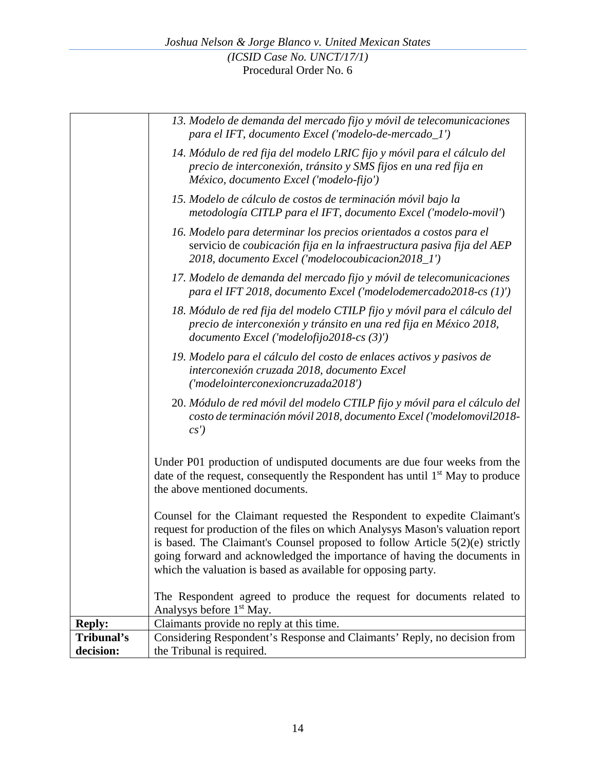| | |
|---|---|
| | 13. *Modelo de demanda del mercado fijo y móvil de telecomunicaciones para el IFT, documento Excel ('modelo-de-mercado_1')*<br>14. *Módulo de red fija del modelo LRIC fijo y móvil para el cálculo del precio de interconexión, tránsito y SMS fijos en una red fija en México, documento Excel ('modelo-fijo')*<br>15. *Modelo de cálculo de costos de terminación móvil bajo la metodología CITLP para el IFT, documento Excel ('modelo-movil'*)<br>16. *Modelo para determinar los precios orientados a costos para el* servicio de *coubicación fija en la infraestructura pasiva fija del AEP 2018, documento Excel ('modelocoubicacion2018_1')*<br>17. *Modelo de demanda del mercado fijo y móvil de telecomunicaciones para el IFT 2018, documento Excel ('modelodemercado2018-cs (1)')*<br>18. *Módulo de red fija del modelo CTILP fijo y móvil para el cálculo del precio de interconexión y tránsito en una red fija en México 2018, documento Excel ('modelofijo2018-cs (3)')*<br>19. *Modelo para el cálculo del costo de enlaces activos y pasivos de interconexión cruzada 2018, documento Excel ('modelointerconexioncruzada2018')*<br>20. *Módulo de red móvil del modelo CTILP fijo y móvil para el cálculo del costo de terminación móvil 2018, documento Excel ('modelomovil2018-cs')*<br><br>Under P01 production of undisputed documents are due four weeks from the date of the request, consequently the Respondent has until 1st May to produce the above mentioned documents.<br><br>Counsel for the Claimant requested the Respondent to expedite Claimant's request for production of the files on which Analysys Mason's valuation report is based. The Claimant's Counsel proposed to follow Article 5(2)(e) strictly going forward and acknowledged the importance of having the documents in which the valuation is based as available for opposing party.<br><br>The Respondent agreed to produce the request for documents related to Analysys before 1st May. |
| **Reply:** | Claimants provide no reply at this time. |
| **Tribunal's decision:** | Considering Respondent's Response and Claimants' Reply, no decision from the Tribunal is required. |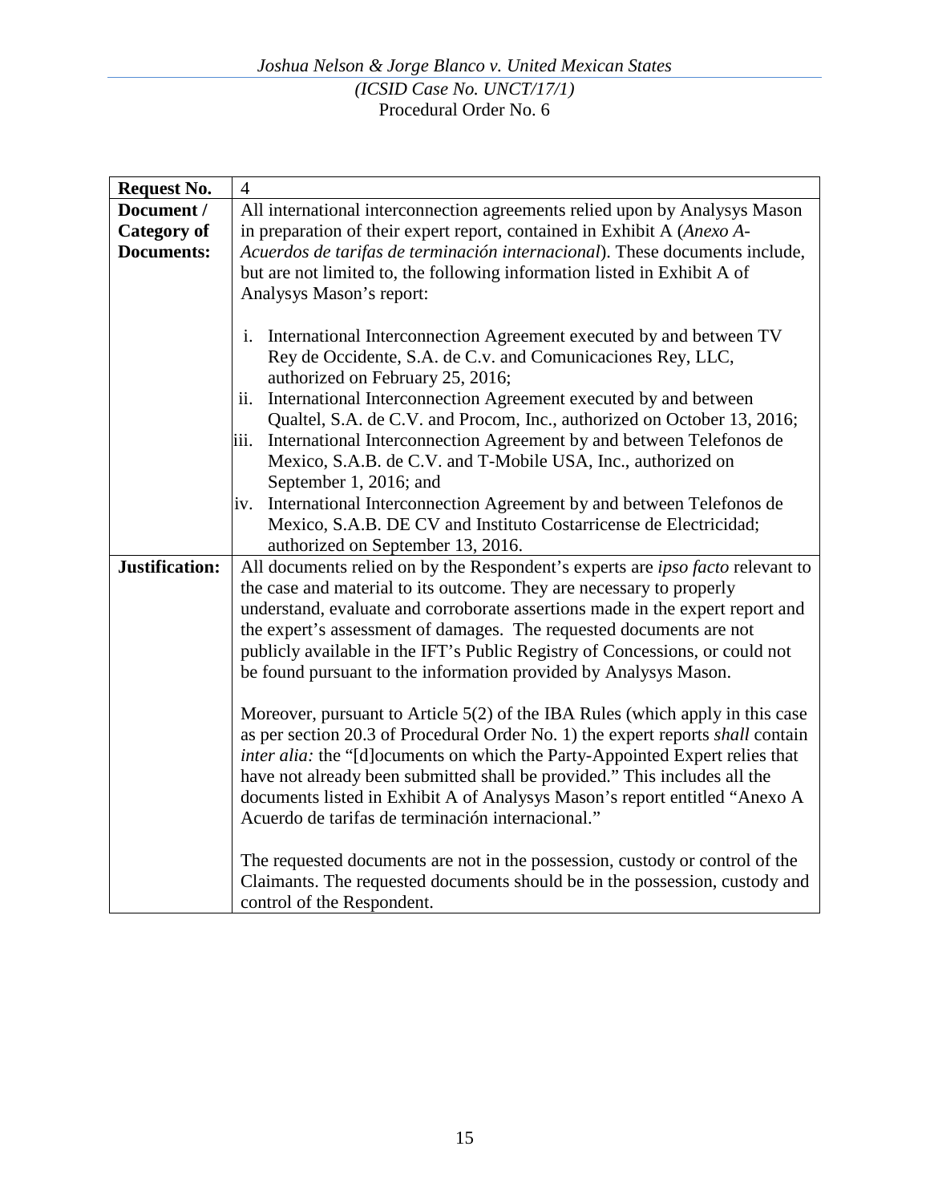| **Request No.** | 4 |
|---|---|
| **Document / Category of Documents:** | All international interconnection agreements relied upon by Analysys Mason in preparation of their expert report, contained in Exhibit A (*Anexo A-Acuerdos de tarifas de terminación internacional*). These documents include, but are not limited to, the following information listed in Exhibit A of Analysys Mason's report:<br><br>i. International Interconnection Agreement executed by and between TV Rey de Occidente, S.A. de C.v. and Comunicaciones Rey, LLC, authorized on February 25, 2016;<br>ii. International Interconnection Agreement executed by and between Qualtel, S.A. de C.V. and Procom, Inc., authorized on October 13, 2016;<br>iii. International Interconnection Agreement by and between Telefonos de Mexico, S.A.B. de C.V. and T-Mobile USA, Inc., authorized on September 1, 2016; and<br>iv. International Interconnection Agreement by and between Telefonos de Mexico, S.A.B. DE CV and Instituto Costarricense de Electricidad; authorized on September 13, 2016. |
| **Justification:** | All documents relied on by the Respondent's experts are *ipso facto* relevant to the case and material to its outcome. They are necessary to properly understand, evaluate and corroborate assertions made in the expert report and the expert's assessment of damages. The requested documents are not publicly available in the IFT's Public Registry of Concessions, or could not be found pursuant to the information provided by Analysys Mason.<br><br>Moreover, pursuant to Article 5(2) of the IBA Rules (which apply in this case as per section 20.3 of Procedural Order No. 1) the expert reports *shall* contain *inter alia:* the "[d]ocuments on which the Party-Appointed Expert relies that have not already been submitted shall be provided." This includes all the documents listed in Exhibit A of Analysys Mason's report entitled "Anexo A Acuerdo de tarifas de terminación internacional."<br><br>The requested documents are not in the possession, custody or control of the Claimants. The requested documents should be in the possession, custody and control of the Respondent. |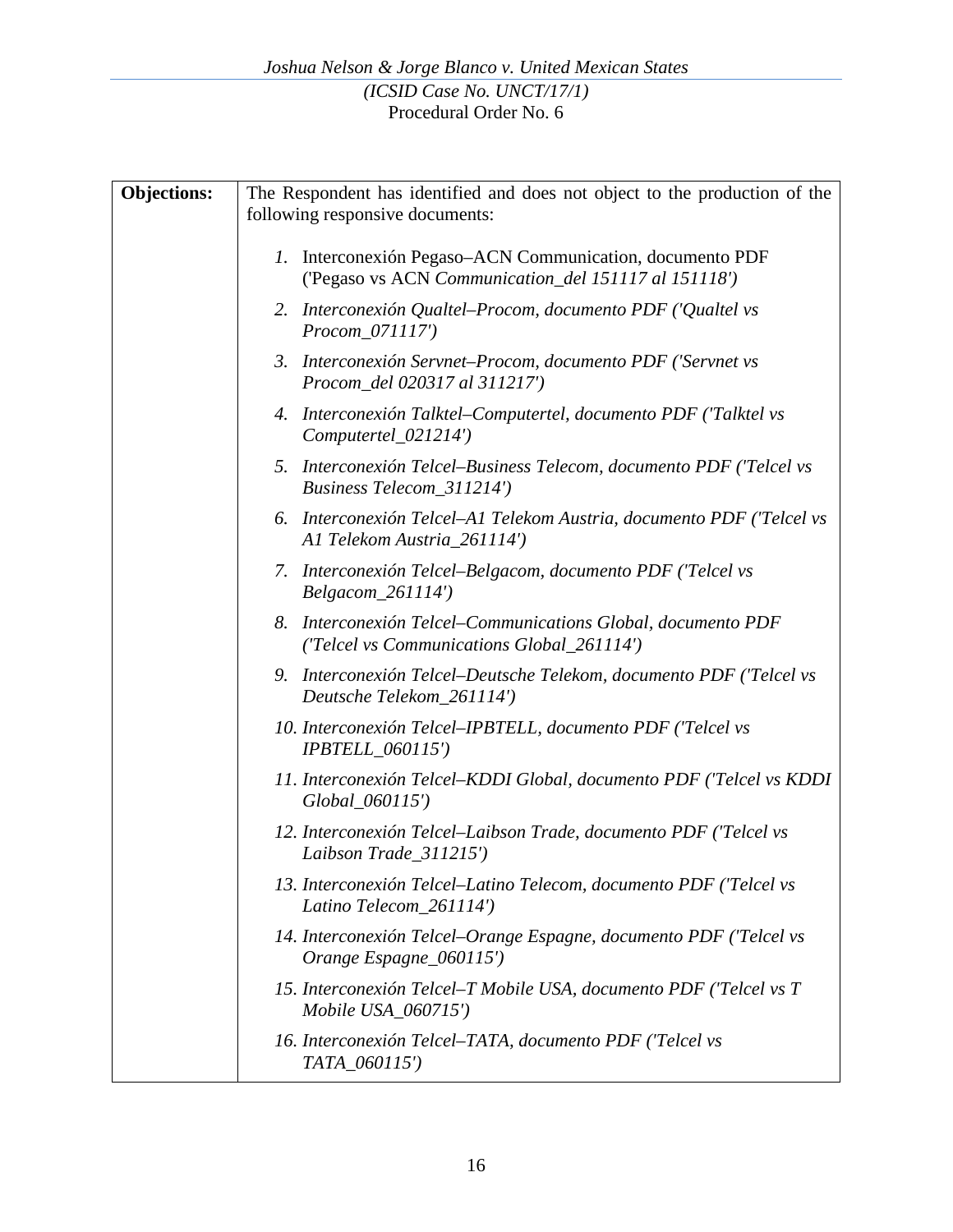| **Objections:** | The Respondent has identified and does not object to the production of the following responsive documents:<br><br>1. Interconexión Pegaso–ACN Communication, documento PDF ('Pegaso vs ACN *Communication_del 151117 al 151118')*<br>2. *Interconexión Qualtel–Procom, documento PDF ('Qualtel vs Procom_071117')*<br>3. *Interconexión Servnet–Procom, documento PDF ('Servnet vs Procom_del 020317 al 311217')*<br>4. *Interconexión Talktel–Computertel, documento PDF ('Talktel vs Computertel_021214')*<br>5. *Interconexión Telcel–Business Telecom, documento PDF ('Telcel vs Business Telecom_311214')*<br>6. *Interconexión Telcel–A1 Telekom Austria, documento PDF ('Telcel vs A1 Telekom Austria_261114')*<br>7. *Interconexión Telcel–Belgacom, documento PDF ('Telcel vs Belgacom_261114')*<br>8. *Interconexión Telcel–Communications Global, documento PDF ('Telcel vs Communications Global_261114')*<br>9. *Interconexión Telcel–Deutsche Telekom, documento PDF ('Telcel vs Deutsche Telekom_261114')*<br>10. *Interconexión Telcel–IPBTELL, documento PDF ('Telcel vs IPBTELL_060115')*<br>11. *Interconexión Telcel–KDDI Global, documento PDF ('Telcel vs KDDI Global_060115')*<br>12. *Interconexión Telcel–Laibson Trade, documento PDF ('Telcel vs Laibson Trade_311215')*<br>13. *Interconexión Telcel–Latino Telecom, documento PDF ('Telcel vs Latino Telecom_261114')*<br>14. *Interconexión Telcel–Orange Espagne, documento PDF ('Telcel vs Orange Espagne_060115')*<br>15. *Interconexión Telcel–T Mobile USA, documento PDF ('Telcel vs T Mobile USA_060715')*<br>16. *Interconexión Telcel–TATA, documento PDF ('Telcel vs TATA_060115')* |
|---|---|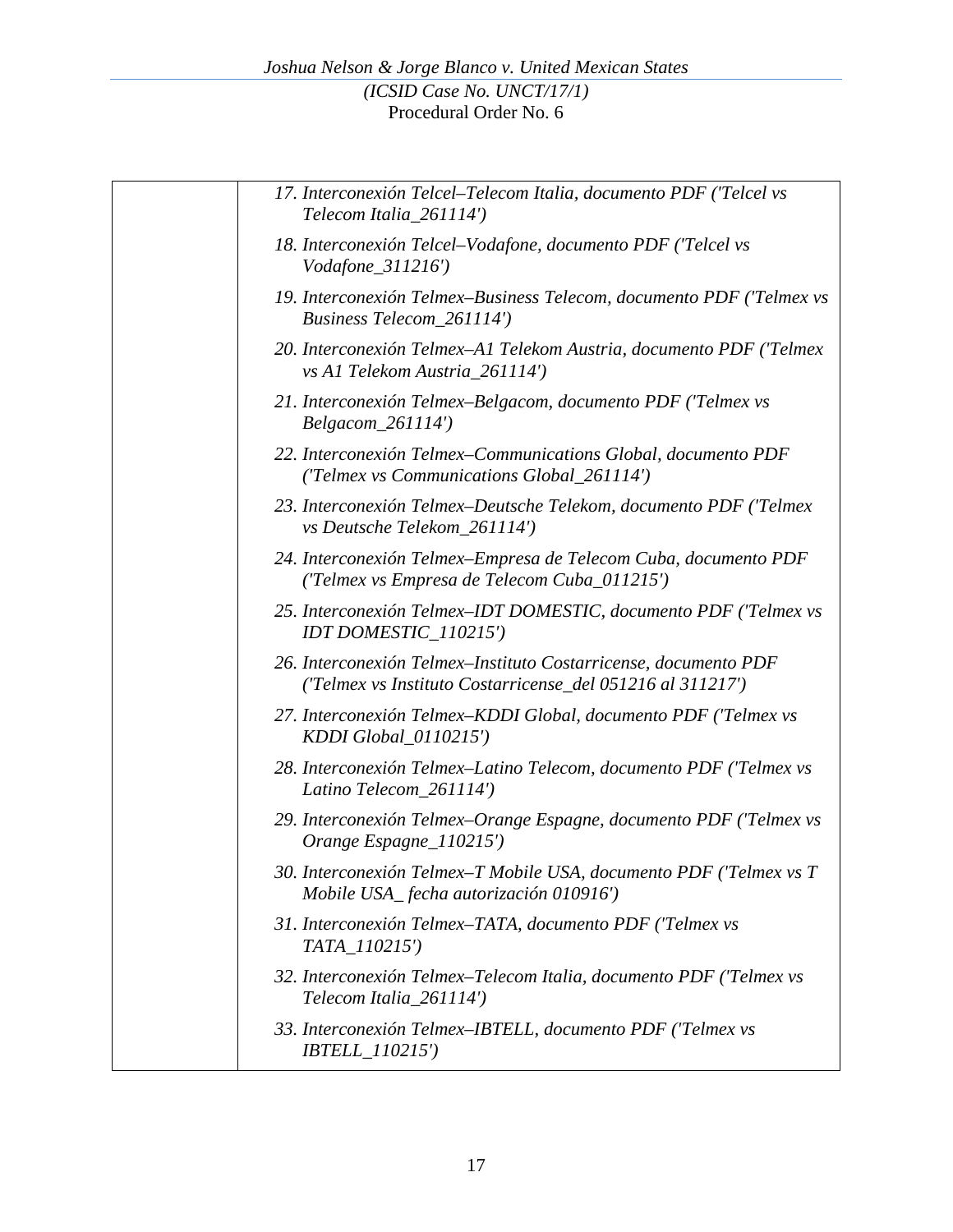| | |
|---|---|
| | *17. Interconexión Telcel–Telecom Italia, documento PDF ('Telcel vs Telecom Italia_261114')*<br>*18. Interconexión Telcel–Vodafone, documento PDF ('Telcel vs Vodafone_311216')*<br>*19. Interconexión Telmex–Business Telecom, documento PDF ('Telmex vs Business Telecom_261114')*<br>*20. Interconexión Telmex–A1 Telekom Austria, documento PDF ('Telmex vs A1 Telekom Austria_261114')*<br>*21. Interconexión Telmex–Belgacom, documento PDF ('Telmex vs Belgacom_261114')*<br>*22. Interconexión Telmex–Communications Global, documento PDF ('Telmex vs Communications Global_261114')*<br>*23. Interconexión Telmex–Deutsche Telekom, documento PDF ('Telmex vs Deutsche Telekom_261114')*<br>*24. Interconexión Telmex–Empresa de Telecom Cuba, documento PDF ('Telmex vs Empresa de Telecom Cuba_011215')*<br>*25. Interconexión Telmex–IDT DOMESTIC, documento PDF ('Telmex vs IDT DOMESTIC_110215')*<br>*26. Interconexión Telmex–Instituto Costarricense, documento PDF ('Telmex vs Instituto Costarricense_del 051216 al 311217')*<br>*27. Interconexión Telmex–KDDI Global, documento PDF ('Telmex vs KDDI Global_0110215')*<br>*28. Interconexión Telmex–Latino Telecom, documento PDF ('Telmex vs Latino Telecom_261114')*<br>*29. Interconexión Telmex–Orange Espagne, documento PDF ('Telmex vs Orange Espagne_110215')*<br>*30. Interconexión Telmex–T Mobile USA, documento PDF ('Telmex vs T Mobile USA_ fecha autorización 010916')*<br>*31. Interconexión Telmex–TATA, documento PDF ('Telmex vs TATA_110215')*<br>*32. Interconexión Telmex–Telecom Italia, documento PDF ('Telmex vs Telecom Italia_261114')*<br>*33. Interconexión Telmex–IBTELL, documento PDF ('Telmex vs IBTELL_110215')* |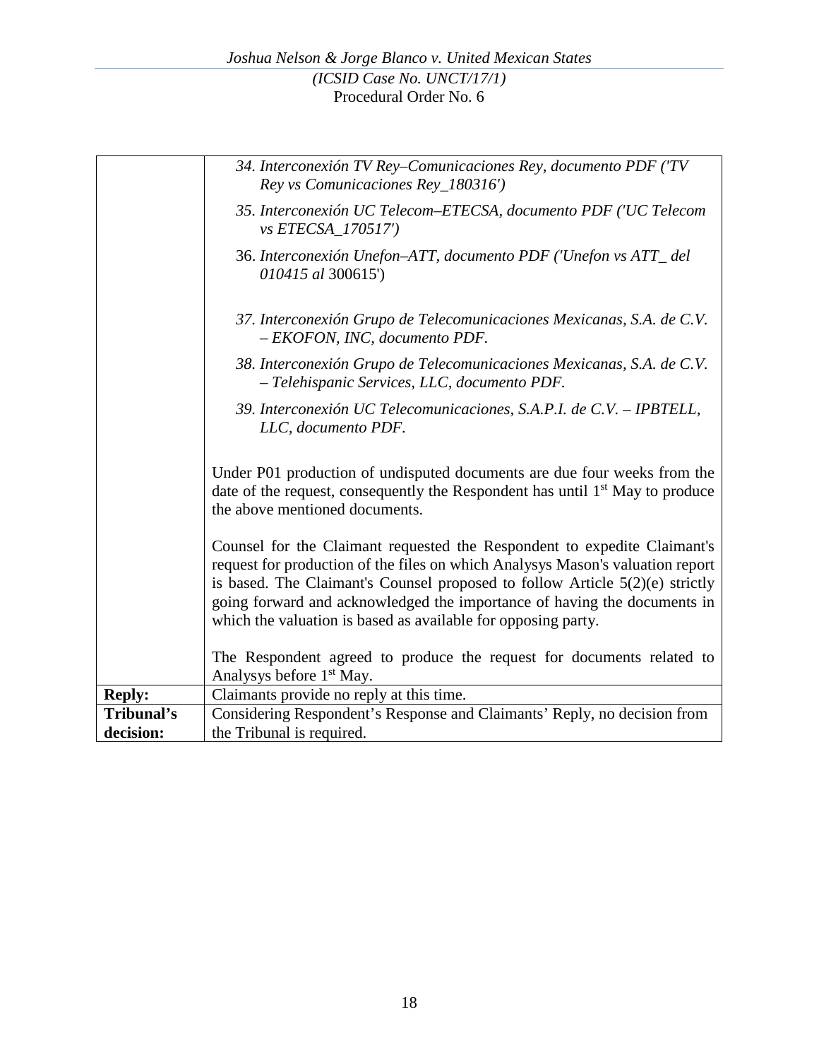| | |
|---|---|
| | *34. Interconexión TV Rey–Comunicaciones Rey, documento PDF ('TV Rey vs Comunicaciones Rey_180316')*<br><br>*35. Interconexión UC Telecom–ETECSA, documento PDF ('UC Telecom vs ETECSA_170517')*<br><br>36. *Interconexión Unefon–ATT, documento PDF ('Unefon vs ATT_ del 010415 al* 300615')<br><br>*37. Interconexión Grupo de Telecomunicaciones Mexicanas, S.A. de C.V. – EKOFON, INC, documento PDF.*<br><br>*38. Interconexión Grupo de Telecomunicaciones Mexicanas, S.A. de C.V. – Telehispanic Services, LLC, documento PDF.*<br><br>*39. Interconexión UC Telecomunicaciones, S.A.P.I. de C.V. – IPBTELL, LLC, documento PDF.*<br><br>Under P01 production of undisputed documents are due four weeks from the date of the request, consequently the Respondent has until 1st May to produce the above mentioned documents.<br><br>Counsel for the Claimant requested the Respondent to expedite Claimant's request for production of the files on which Analysys Mason's valuation report is based. The Claimant's Counsel proposed to follow Article 5(2)(e) strictly going forward and acknowledged the importance of having the documents in which the valuation is based as available for opposing party.<br><br>The Respondent agreed to produce the request for documents related to Analysys before 1st May. |
| **Reply:** | Claimants provide no reply at this time. |
| **Tribunal's decision:** | Considering Respondent's Response and Claimants' Reply, no decision from the Tribunal is required. |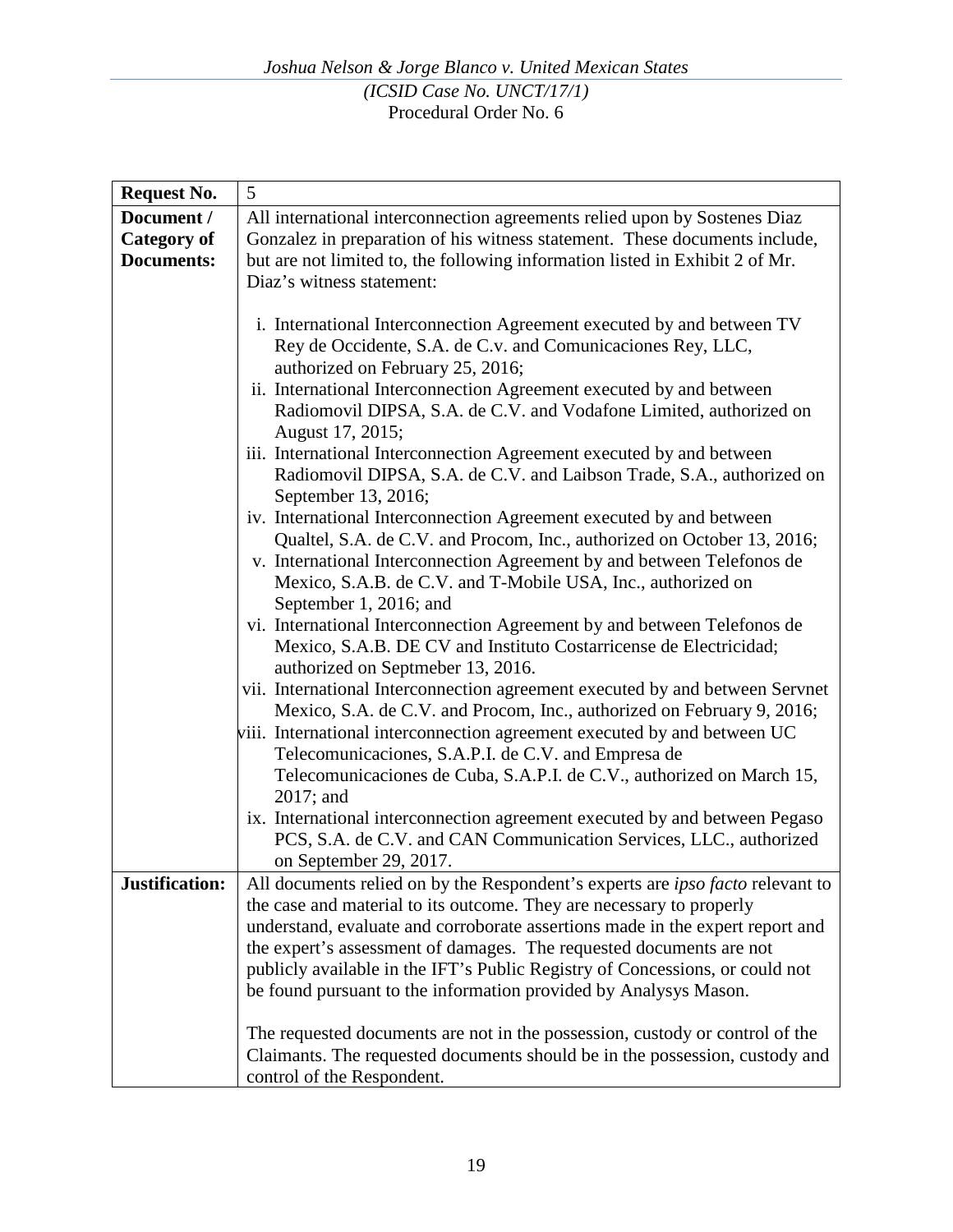| Request No. | 5 |
| --- | --- |
| **Document / Category of Documents:** | All international interconnection agreements relied upon by Sostenes Diaz Gonzalez in preparation of his witness statement. These documents include, but are not limited to, the following information listed in Exhibit 2 of Mr. Diaz's witness statement:<br><br>i. International Interconnection Agreement executed by and between TV Rey de Occidente, S.A. de C.v. and Comunicaciones Rey, LLC, authorized on February 25, 2016;<br>ii. International Interconnection Agreement executed by and between Radiomovil DIPSA, S.A. de C.V. and Vodafone Limited, authorized on August 17, 2015;<br>iii. International Interconnection Agreement executed by and between Radiomovil DIPSA, S.A. de C.V. and Laibson Trade, S.A., authorized on September 13, 2016;<br>iv. International Interconnection Agreement executed by and between Qualtel, S.A. de C.V. and Procom, Inc., authorized on October 13, 2016;<br>v. International Interconnection Agreement by and between Telefonos de Mexico, S.A.B. de C.V. and T-Mobile USA, Inc., authorized on September 1, 2016; and<br>vi. International Interconnection Agreement by and between Telefonos de Mexico, S.A.B. DE CV and Instituto Costarricense de Electricidad; authorized on Septmeber 13, 2016.<br>vii. International Interconnection agreement executed by and between Servnet Mexico, S.A. de C.V. and Procom, Inc., authorized on February 9, 2016;<br>viii. International interconnection agreement executed by and between UC Telecomunicaciones, S.A.P.I. de C.V. and Empresa de Telecomunicaciones de Cuba, S.A.P.I. de C.V., authorized on March 15, 2017; and<br>ix. International interconnection agreement executed by and between Pegaso PCS, S.A. de C.V. and CAN Communication Services, LLC., authorized on September 29, 2017. |
| **Justification:** | All documents relied on by the Respondent's experts are *ipso facto* relevant to the case and material to its outcome. They are necessary to properly understand, evaluate and corroborate assertions made in the expert report and the expert's assessment of damages. The requested documents are not publicly available in the IFT's Public Registry of Concessions, or could not be found pursuant to the information provided by Analysys Mason.<br><br>The requested documents are not in the possession, custody or control of the Claimants. The requested documents should be in the possession, custody and control of the Respondent. |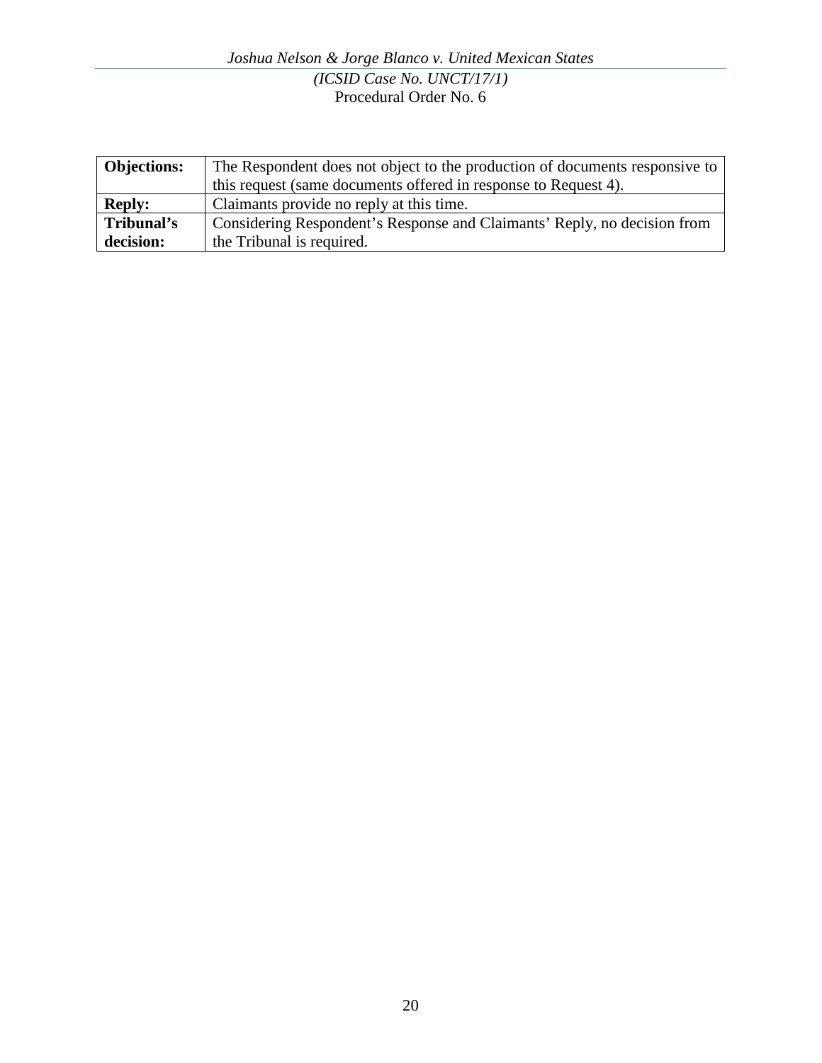| **Objections:** | The Respondent does not object to the production of documents responsive to this request (same documents offered in response to Request 4). |
|---|---|
| **Reply:** | Claimants provide no reply at this time. |
| **Tribunal's decision:** | Considering Respondent's Response and Claimants' Reply, no decision from the Tribunal is required. |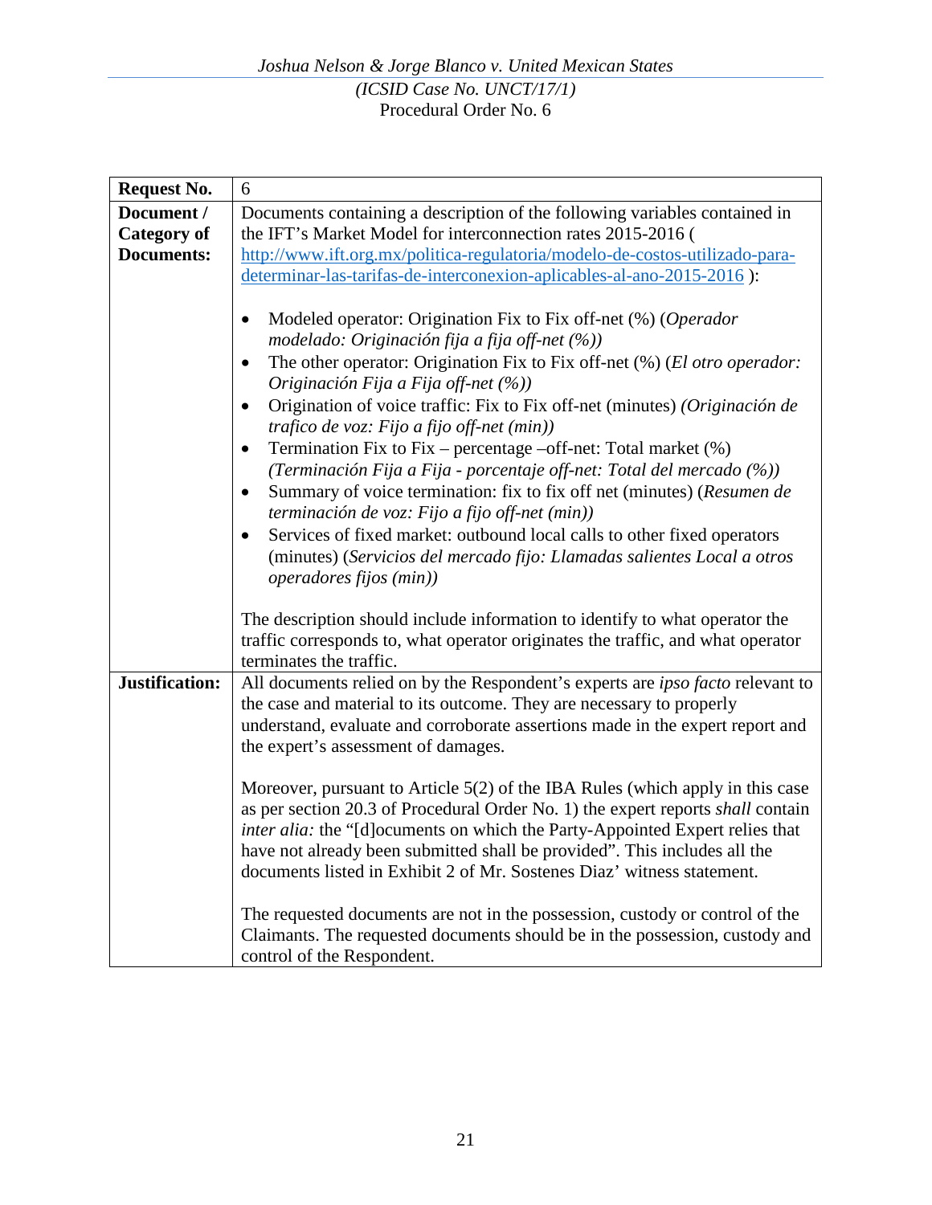| **Request No.** | 6 |
|---|---|
| **Document / Category of Documents:** | Documents containing a description of the following variables contained in the IFT's Market Model for interconnection rates 2015-2016 ( http://www.ift.org.mx/politica-regulatoria/modelo-de-costos-utilizado-para-determinar-las-tarifas-de-interconexion-aplicables-al-ano-2015-2016 ):<br><br>• Modeled operator: Origination Fix to Fix off-net (%) (*Operador modelado: Originación fija a fija off-net (%))*<br>• The other operator: Origination Fix to Fix off-net (%) (*El otro operador: Originación Fija a Fija off-net (%))*<br>• Origination of voice traffic: Fix to Fix off-net (minutes) *(Originación de trafico de voz: Fijo a fijo off-net (min))*<br>• Termination Fix to Fix – percentage –off-net: Total market (%) *(Terminación Fija a Fija - porcentaje off-net: Total del mercado (%))*<br>• Summary of voice termination: fix to fix off net (minutes) (*Resumen de terminación de voz: Fijo a fijo off-net (min))*<br>• Services of fixed market: outbound local calls to other fixed operators (minutes) (*Servicios del mercado fijo: Llamadas salientes Local a otros operadores fijos (min))*<br><br>The description should include information to identify to what operator the traffic corresponds to, what operator originates the traffic, and what operator terminates the traffic. |
| **Justification:** | All documents relied on by the Respondent's experts are *ipso facto* relevant to the case and material to its outcome. They are necessary to properly understand, evaluate and corroborate assertions made in the expert report and the expert's assessment of damages.<br><br>Moreover, pursuant to Article 5(2) of the IBA Rules (which apply in this case as per section 20.3 of Procedural Order No. 1) the expert reports *shall* contain *inter alia:* the "[d]ocuments on which the Party-Appointed Expert relies that have not already been submitted shall be provided". This includes all the documents listed in Exhibit 2 of Mr. Sostenes Diaz' witness statement.<br><br>The requested documents are not in the possession, custody or control of the Claimants. The requested documents should be in the possession, custody and control of the Respondent. |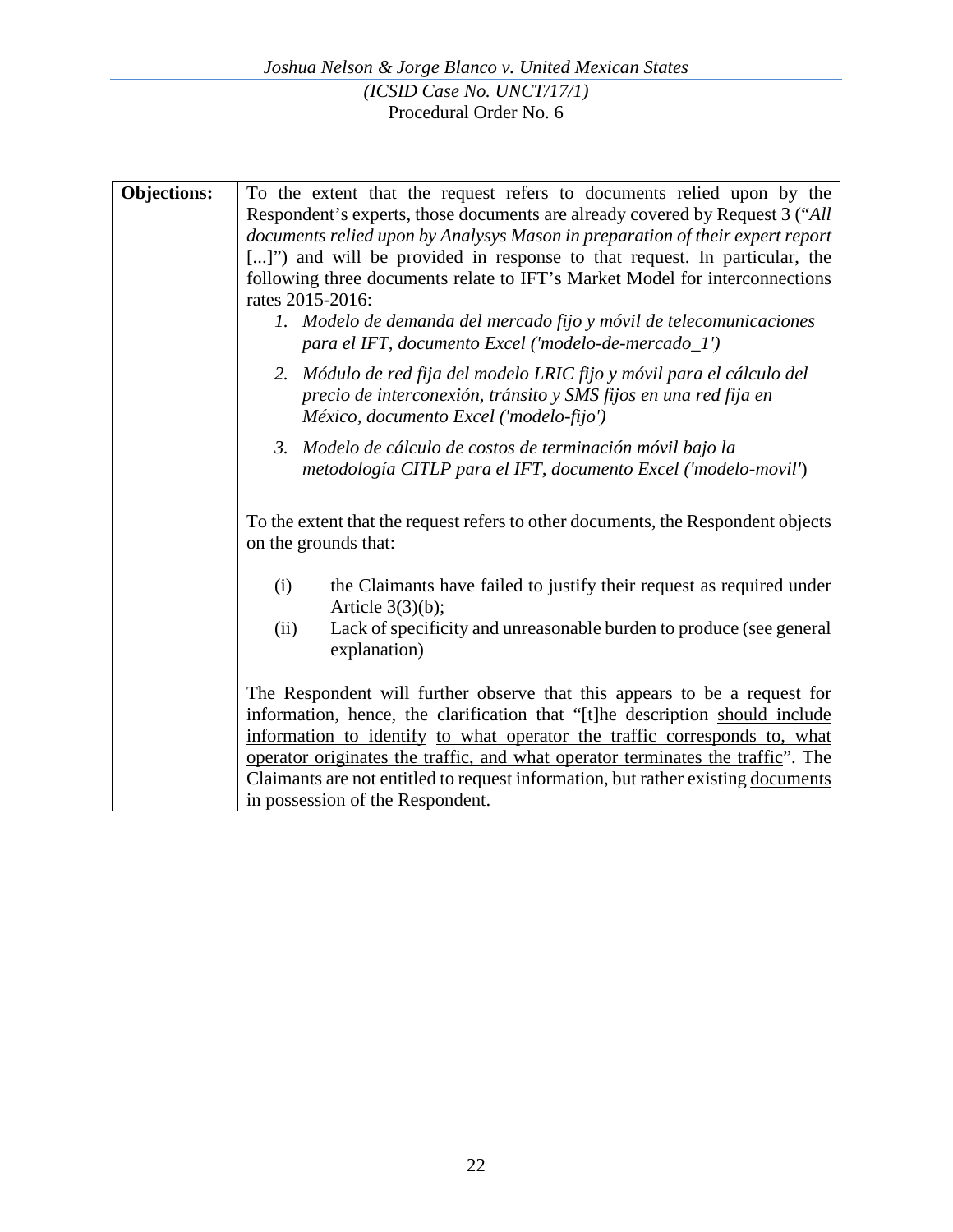| **Objections:** | To the extent that the request refers to documents relied upon by the Respondent's experts, those documents are already covered by Request 3 ("*All documents relied upon by Analysys Mason in preparation of their expert report* [...]") and will be provided in response to that request. In particular, the following three documents relate to IFT's Market Model for interconnections rates 2015-2016:<br>1. *Modelo de demanda del mercado fijo y móvil de telecomunicaciones para el IFT, documento Excel ('modelo-de-mercado_1')*<br>2. *Módulo de red fija del modelo LRIC fijo y móvil para el cálculo del precio de interconexión, tránsito y SMS fijos en una red fija en México, documento Excel ('modelo-fijo')*<br>3. *Modelo de cálculo de costos de terminación móvil bajo la metodología CITLP para el IFT, documento Excel ('modelo-movil'*)<br><br>To the extent that the request refers to other documents, the Respondent objects on the grounds that:<br><br>(i) the Claimants have failed to justify their request as required under Article 3(3)(b);<br>(ii) Lack of specificity and unreasonable burden to produce (see general explanation)<br><br>The Respondent will further observe that this appears to be a request for information, hence, the clarification that "[t]he description should include information to identify to what operator the traffic corresponds to, what operator originates the traffic, and what operator terminates the traffic". The Claimants are not entitled to request information, but rather existing documents in possession of the Respondent. |
|---|---|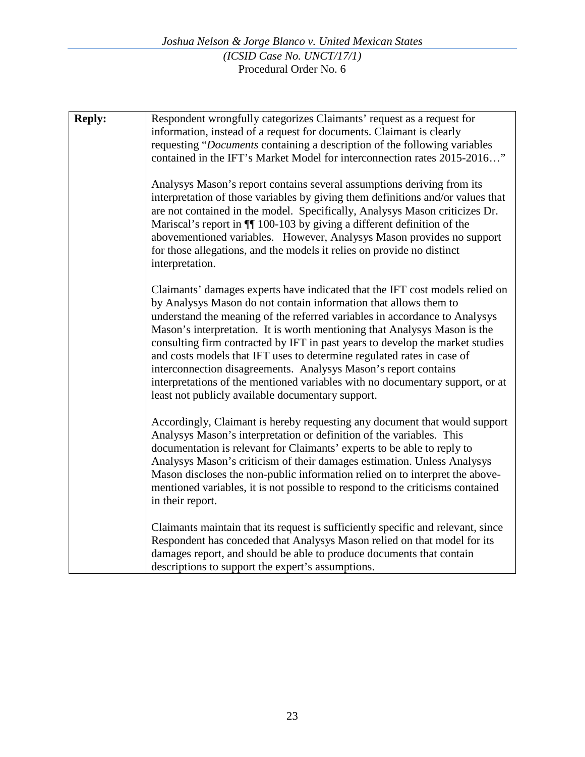| **Reply:** | Respondent wrongfully categorizes Claimants' request as a request for information, instead of a request for documents. Claimant is clearly requesting "*Documents* containing a description of the following variables contained in the IFT's Market Model for interconnection rates 2015-2016…"<br><br>Analysys Mason's report contains several assumptions deriving from its interpretation of those variables by giving them definitions and/or values that are not contained in the model. Specifically, Analysys Mason criticizes Dr. Mariscal's report in ¶¶ 100-103 by giving a different definition of the abovementioned variables. However, Analysys Mason provides no support for those allegations, and the models it relies on provide no distinct interpretation.<br><br>Claimants' damages experts have indicated that the IFT cost models relied on by Analysys Mason do not contain information that allows them to understand the meaning of the referred variables in accordance to Analysys Mason's interpretation. It is worth mentioning that Analysys Mason is the consulting firm contracted by IFT in past years to develop the market studies and costs models that IFT uses to determine regulated rates in case of interconnection disagreements. Analysys Mason's report contains interpretations of the mentioned variables with no documentary support, or at least not publicly available documentary support.<br><br>Accordingly, Claimant is hereby requesting any document that would support Analysys Mason's interpretation or definition of the variables. This documentation is relevant for Claimants' experts to be able to reply to Analysys Mason's criticism of their damages estimation. Unless Analysys Mason discloses the non-public information relied on to interpret the above-mentioned variables, it is not possible to respond to the criticisms contained in their report.<br><br>Claimants maintain that its request is sufficiently specific and relevant, since Respondent has conceded that Analysys Mason relied on that model for its damages report, and should be able to produce documents that contain descriptions to support the expert's assumptions. |
|---|---|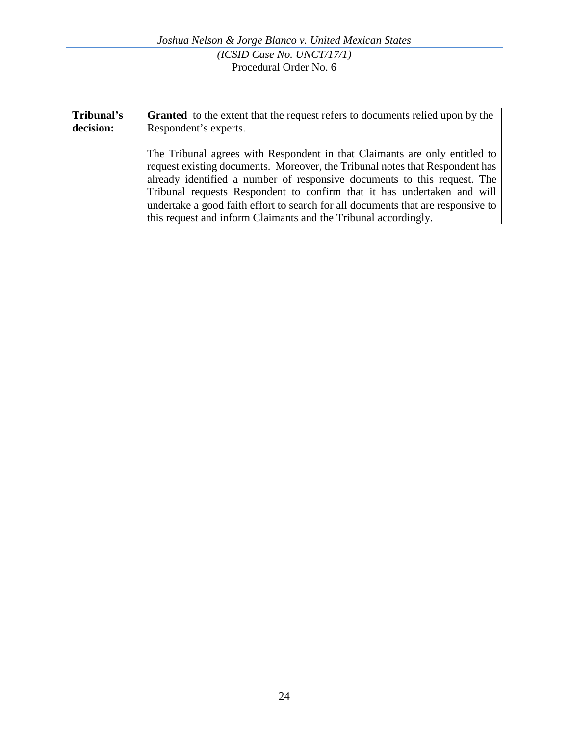| **Tribunal's decision:** | **Granted** to the extent that the request refers to documents relied upon by the Respondent's experts.<br><br>The Tribunal agrees with Respondent in that Claimants are only entitled to request existing documents. Moreover, the Tribunal notes that Respondent has already identified a number of responsive documents to this request. The Tribunal requests Respondent to confirm that it has undertaken and will undertake a good faith effort to search for all documents that are responsive to this request and inform Claimants and the Tribunal accordingly. |
|---|---|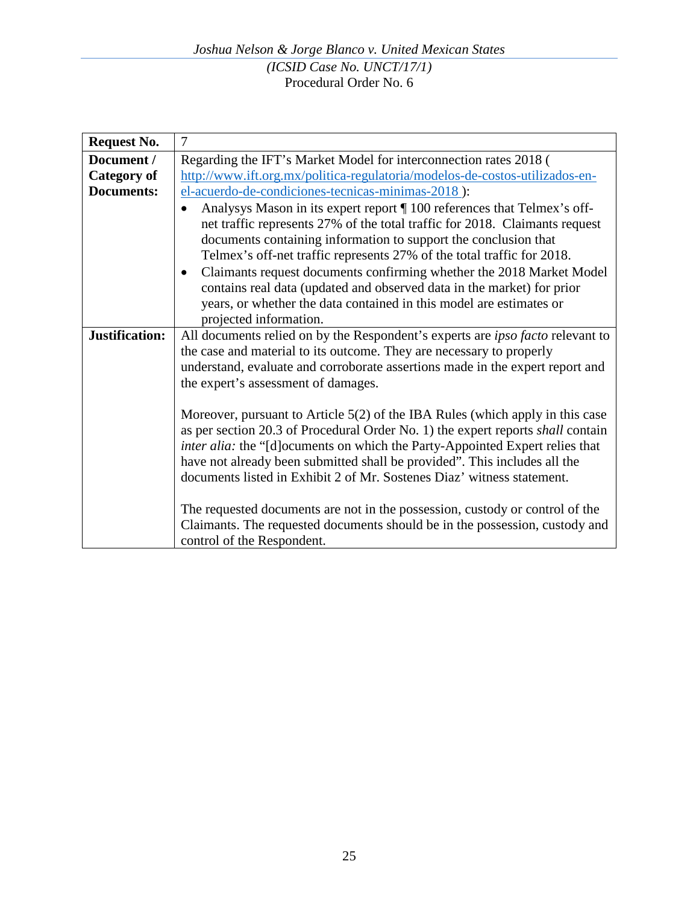| Request No. | 7 |
|---|---|
| **Document / Category of Documents:** | Regarding the IFT's Market Model for interconnection rates 2018 ( [http://www.ift.org.mx/politica-regulatoria/modelos-de-costos-utilizados-en-el-acuerdo-de-condiciones-tecnicas-minimas-2018](http://www.ift.org.mx/politica-regulatoria/modelos-de-costos-utilizados-en-el-acuerdo-de-condiciones-tecnicas-minimas-2018) ): <br>• Analysys Mason in its expert report ¶ 100 references that Telmex's off-net traffic represents 27% of the total traffic for 2018. Claimants request documents containing information to support the conclusion that Telmex's off-net traffic represents 27% of the total traffic for 2018. <br>• Claimants request documents confirming whether the 2018 Market Model contains real data (updated and observed data in the market) for prior years, or whether the data contained in this model are estimates or projected information. |
| **Justification:** | All documents relied on by the Respondent's experts are *ipso facto* relevant to the case and material to its outcome. They are necessary to properly understand, evaluate and corroborate assertions made in the expert report and the expert's assessment of damages. <br><br>Moreover, pursuant to Article 5(2) of the IBA Rules (which apply in this case as per section 20.3 of Procedural Order No. 1) the expert reports *shall* contain *inter alia:* the "[d]ocuments on which the Party-Appointed Expert relies that have not already been submitted shall be provided". This includes all the documents listed in Exhibit 2 of Mr. Sostenes Diaz' witness statement. <br><br>The requested documents are not in the possession, custody or control of the Claimants. The requested documents should be in the possession, custody and control of the Respondent. |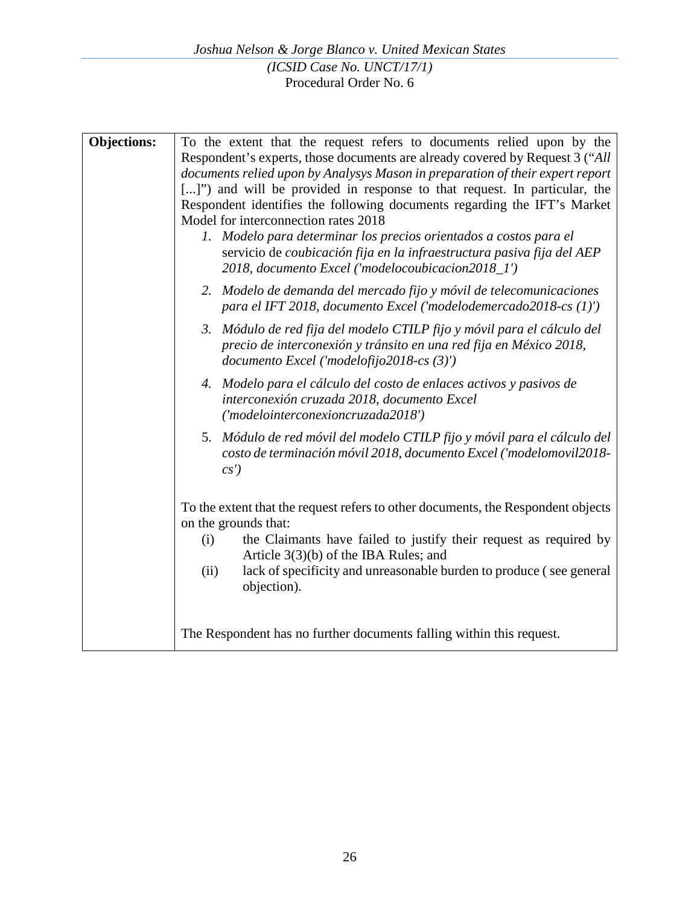| **Objections:** | To the extent that the request refers to documents relied upon by the Respondent's experts, those documents are already covered by Request 3 ("*All documents relied upon by Analysys Mason in preparation of their expert report* [...]") and will be provided in response to that request. In particular, the Respondent identifies the following documents regarding the IFT's Market Model for interconnection rates 2018<br>*1. Modelo para determinar los precios orientados a costos para el* servicio de *coubicación fija en la infraestructura pasiva fija del AEP 2018, documento Excel ('modelocoubicacion2018_1')*<br>*2. Modelo de demanda del mercado fijo y móvil de telecomunicaciones para el IFT 2018, documento Excel ('modelodemercado2018-cs (1)')*<br>*3. Módulo de red fija del modelo CTILP fijo y móvil para el cálculo del precio de interconexión y tránsito en una red fija en México 2018, documento Excel ('modelofijo2018-cs (3)')*<br>*4. Modelo para el cálculo del costo de enlaces activos y pasivos de interconexión cruzada 2018, documento Excel ('modelointerconexioncruzada2018')*<br>5. *Módulo de red móvil del modelo CTILP fijo y móvil para el cálculo del costo de terminación móvil 2018, documento Excel ('modelomovil2018-cs')*<br><br>To the extent that the request refers to other documents, the Respondent objects on the grounds that:<br>(i) the Claimants have failed to justify their request as required by Article 3(3)(b) of the IBA Rules; and<br>(ii) lack of specificity and unreasonable burden to produce ( see general objection).<br><br>The Respondent has no further documents falling within this request. |
|---|---|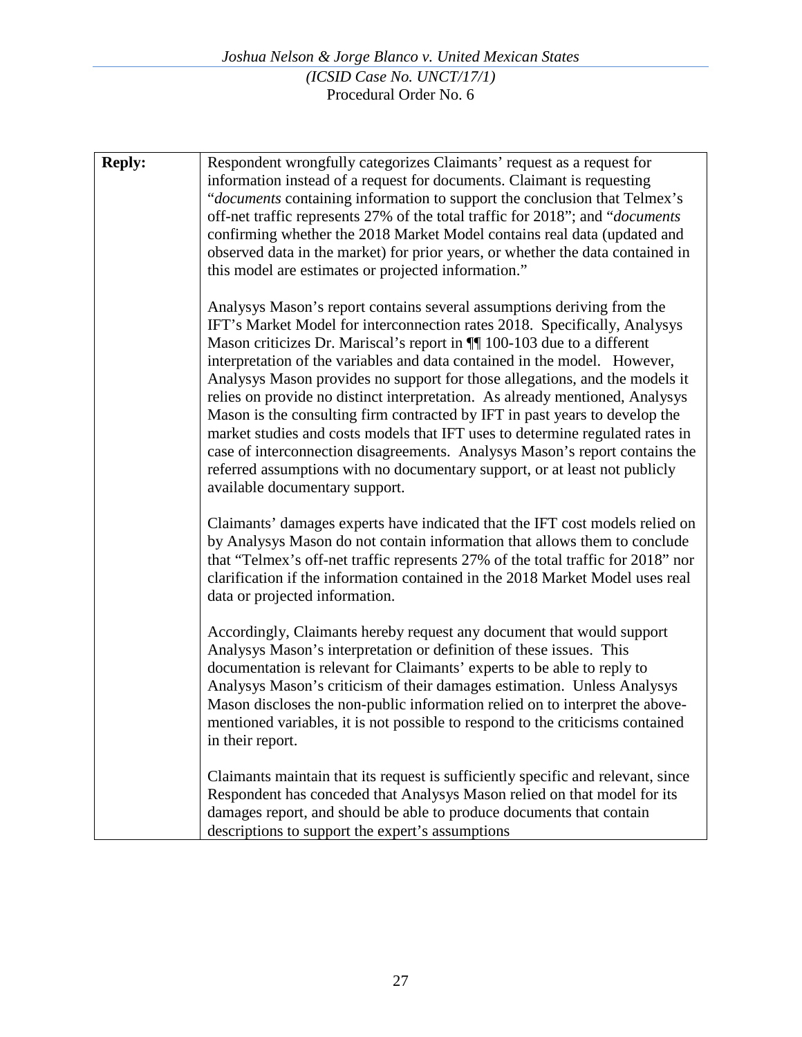| **Reply:** | Respondent wrongfully categorizes Claimants' request as a request for information instead of a request for documents. Claimant is requesting "*documents* containing information to support the conclusion that Telmex's off-net traffic represents 27% of the total traffic for 2018"; and "*documents* confirming whether the 2018 Market Model contains real data (updated and observed data in the market) for prior years, or whether the data contained in this model are estimates or projected information."<br><br>Analysys Mason's report contains several assumptions deriving from the IFT's Market Model for interconnection rates 2018. Specifically, Analysys Mason criticizes Dr. Mariscal's report in ¶¶ 100-103 due to a different interpretation of the variables and data contained in the model. However, Analysys Mason provides no support for those allegations, and the models it relies on provide no distinct interpretation. As already mentioned, Analysys Mason is the consulting firm contracted by IFT in past years to develop the market studies and costs models that IFT uses to determine regulated rates in case of interconnection disagreements. Analysys Mason's report contains the referred assumptions with no documentary support, or at least not publicly available documentary support.<br><br>Claimants' damages experts have indicated that the IFT cost models relied on by Analysys Mason do not contain information that allows them to conclude that "Telmex's off-net traffic represents 27% of the total traffic for 2018" nor clarification if the information contained in the 2018 Market Model uses real data or projected information.<br><br>Accordingly, Claimants hereby request any document that would support Analysys Mason's interpretation or definition of these issues. This documentation is relevant for Claimants' experts to be able to reply to Analysys Mason's criticism of their damages estimation. Unless Analysys Mason discloses the non-public information relied on to interpret the above-mentioned variables, it is not possible to respond to the criticisms contained in their report.<br><br>Claimants maintain that its request is sufficiently specific and relevant, since Respondent has conceded that Analysys Mason relied on that model for its damages report, and should be able to produce documents that contain descriptions to support the expert's assumptions |
|---|---|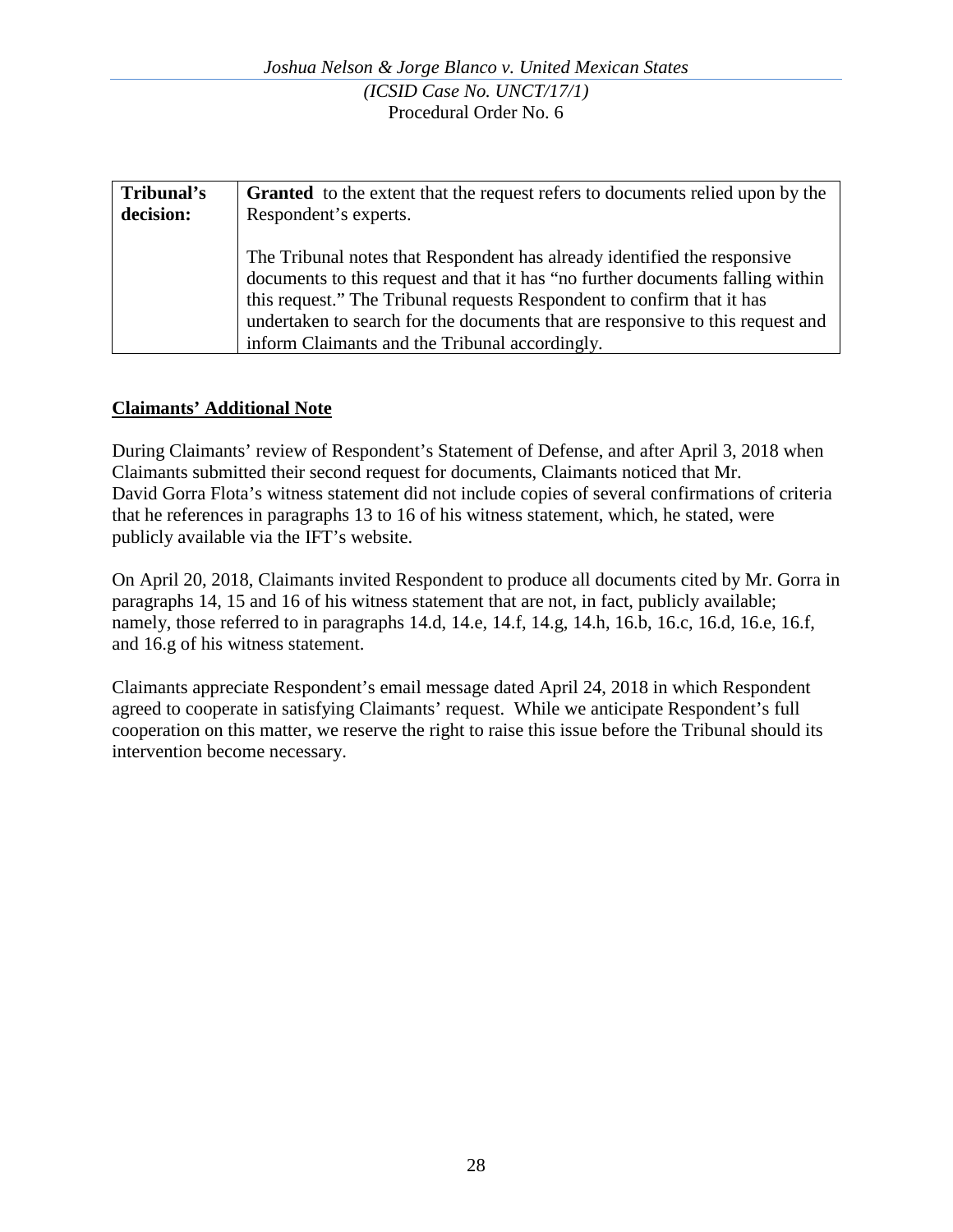| | |
|---|---|
| **Tribunal's decision:** | **Granted** to the extent that the request refers to documents relied upon by the Respondent's experts.<br><br>The Tribunal notes that Respondent has already identified the responsive documents to this request and that it has "no further documents falling within this request." The Tribunal requests Respondent to confirm that it has undertaken to search for the documents that are responsive to this request and inform Claimants and the Tribunal accordingly. |

**Claimants' Additional Note**

During Claimants' review of Respondent's Statement of Defense, and after April 3, 2018 when Claimants submitted their second request for documents, Claimants noticed that Mr. David Gorra Flota's witness statement did not include copies of several confirmations of criteria that he references in paragraphs 13 to 16 of his witness statement, which, he stated, were publicly available via the IFT's website.

On April 20, 2018, Claimants invited Respondent to produce all documents cited by Mr. Gorra in paragraphs 14, 15 and 16 of his witness statement that are not, in fact, publicly available; namely, those referred to in paragraphs 14.d, 14.e, 14.f, 14.g, 14.h, 16.b, 16.c, 16.d, 16.e, 16.f, and 16.g of his witness statement.

Claimants appreciate Respondent's email message dated April 24, 2018 in which Respondent agreed to cooperate in satisfying Claimants' request. While we anticipate Respondent's full cooperation on this matter, we reserve the right to raise this issue before the Tribunal should its intervention become necessary.